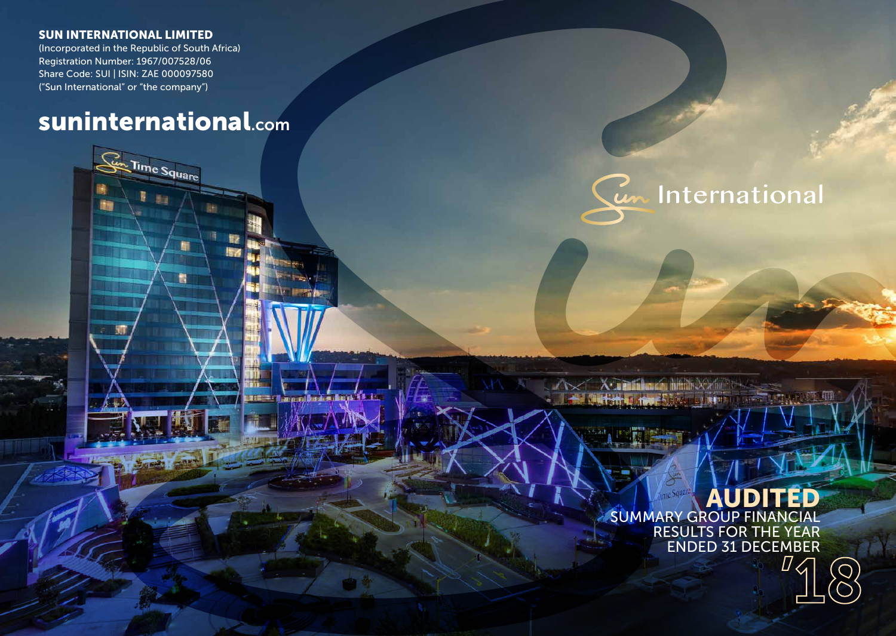**SUN INTERNATIONAL LIMITED**
(Incorporated in the Republic of South Africa)
Registration Number: 1967/007528/06
Share Code: SUI | ISIN: ZAE 000097580
("Sun International" or "the company")

**suninternational.com**

Sun International

# AUDITED

SUMMARY GROUP FINANCIAL RESULTS FOR THE YEAR ENDED 31 DECEMBER

'18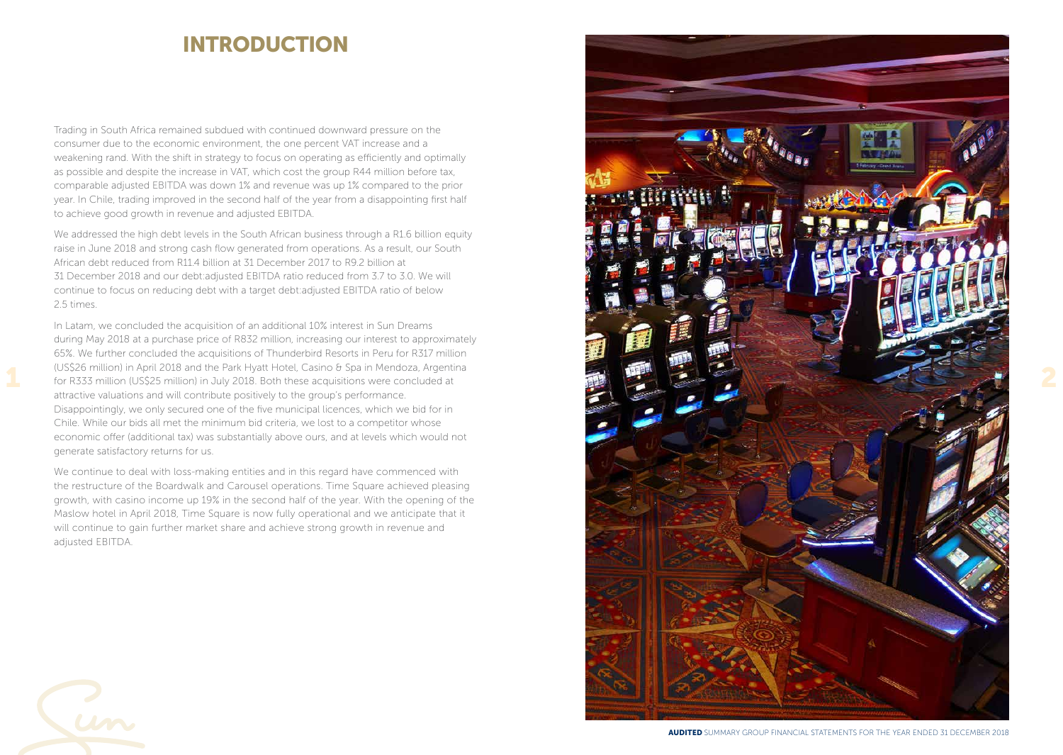# INTRODUCTION

Trading in South Africa remained subdued with continued downward pressure on the consumer due to the economic environment, the one percent VAT increase and a weakening rand. With the shift in strategy to focus on operating as efficiently and optimally as possible and despite the increase in VAT, which cost the group R44 million before tax, comparable adjusted EBITDA was down 1% and revenue was up 1% compared to the prior year. In Chile, trading improved in the second half of the year from a disappointing first half to achieve good growth in revenue and adjusted EBITDA.

We addressed the high debt levels in the South African business through a R1.6 billion equity raise in June 2018 and strong cash flow generated from operations. As a result, our South African debt reduced from R11.4 billion at 31 December 2017 to R9.2 billion at 31 December 2018 and our debt:adjusted EBITDA ratio reduced from 3.7 to 3.0. We will continue to focus on reducing debt with a target debt:adjusted EBITDA ratio of below 2.5 times.

In Latam, we concluded the acquisition of an additional 10% interest in Sun Dreams during May 2018 at a purchase price of R832 million, increasing our interest to approximately 65%. We further concluded the acquisitions of Thunderbird Resorts in Peru for R317 million (US$26 million) in April 2018 and the Park Hyatt Hotel, Casino & Spa in Mendoza, Argentina for R333 million (US$25 million) in July 2018. Both these acquisitions were concluded at attractive valuations and will contribute positively to the group's performance. Disappointingly, we only secured one of the five municipal licences, which we bid for in Chile. While our bids all met the minimum bid criteria, we lost to a competitor whose economic offer (additional tax) was substantially above ours, and at levels which would not generate satisfactory returns for us.

We continue to deal with loss-making entities and in this regard have commenced with the restructure of the Boardwalk and Carousel operations. Time Square achieved pleasing growth, with casino income up 19% in the second half of the year. With the opening of the Maslow hotel in April 2018, Time Square is now fully operational and we anticipate that it will continue to gain further market share and achieve strong growth in revenue and adjusted EBITDA.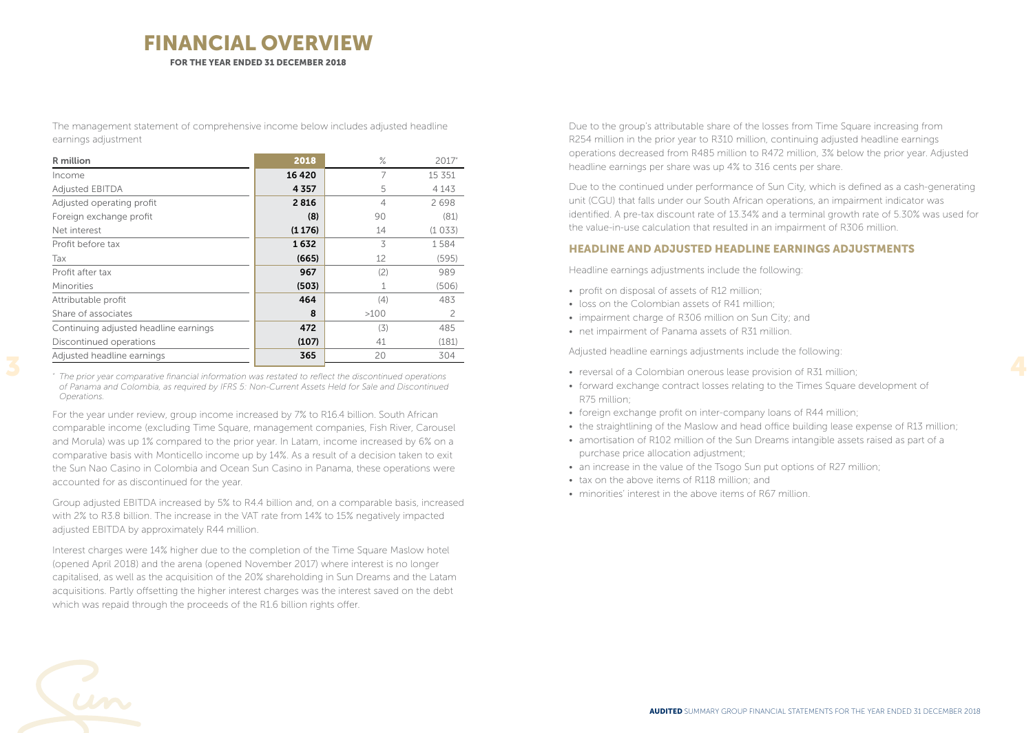# FINANCIAL OVERVIEW

FOR THE YEAR ENDED 31 DECEMBER 2018

The management statement of comprehensive income below includes adjusted headline earnings adjustment

| R million | 2018 | % | 2017* |
|---|---|---|---|
| Income | **16 420** | 7 | 15 351 |
| Adjusted EBITDA | **4 357** | 5 | 4 143 |
| Adjusted operating profit | **2 816** | 4 | 2 698 |
| Foreign exchange profit | **(8)** | 90 | (81) |
| Net interest | **(1 176)** | 14 | (1 033) |
| Profit before tax | **1 632** | 3 | 1 584 |
| Tax | **(665)** | 12 | (595) |
| Profit after tax | **967** | (2) | 989 |
| Minorities | **(503)** | 1 | (506) |
| Attributable profit | **464** | (4) | 483 |
| Share of associates | **8** | >100 | 2 |
| Continuing adjusted headline earnings | **472** | (3) | 485 |
| Discontinued operations | **(107)** | 41 | (181) |
| Adjusted headline earnings | **365** | 20 | 304 |

\* *The prior year comparative financial information was restated to reflect the discontinued operations of Panama and Colombia, as required by IFRS 5: Non-Current Assets Held for Sale and Discontinued Operations.*

For the year under review, group income increased by 7% to R16.4 billion. South African comparable income (excluding Time Square, management companies, Fish River, Carousel and Morula) was up 1% compared to the prior year. In Latam, income increased by 6% on a comparative basis with Monticello income up by 14%. As a result of a decision taken to exit the Sun Nao Casino in Colombia and Ocean Sun Casino in Panama, these operations were accounted for as discontinued for the year.

Group adjusted EBITDA increased by 5% to R4.4 billion and, on a comparable basis, increased with 2% to R3.8 billion. The increase in the VAT rate from 14% to 15% negatively impacted adjusted EBITDA by approximately R44 million.

Interest charges were 14% higher due to the completion of the Time Square Maslow hotel (opened April 2018) and the arena (opened November 2017) where interest is no longer capitalised, as well as the acquisition of the 20% shareholding in Sun Dreams and the Latam acquisitions. Partly offsetting the higher interest charges was the interest saved on the debt which was repaid through the proceeds of the R1.6 billion rights offer.

Due to the group's attributable share of the losses from Time Square increasing from R254 million in the prior year to R310 million, continuing adjusted headline earnings operations decreased from R485 million to R472 million, 3% below the prior year. Adjusted headline earnings per share was up 4% to 316 cents per share.

Due to the continued under performance of Sun City, which is defined as a cash-generating unit (CGU) that falls under our South African operations, an impairment indicator was identified. A pre-tax discount rate of 13.34% and a terminal growth rate of 5.30% was used for the value-in-use calculation that resulted in an impairment of R306 million.

## HEADLINE AND ADJUSTED HEADLINE EARNINGS ADJUSTMENTS

Headline earnings adjustments include the following:

- profit on disposal of assets of R12 million;
- loss on the Colombian assets of R41 million;
- impairment charge of R306 million on Sun City; and
- net impairment of Panama assets of R31 million.

Adjusted headline earnings adjustments include the following:

- reversal of a Colombian onerous lease provision of R31 million;
- forward exchange contract losses relating to the Times Square development of R75 million;
- foreign exchange profit on inter-company loans of R44 million;
- the straightlining of the Maslow and head office building lease expense of R13 million;
- amortisation of R102 million of the Sun Dreams intangible assets raised as part of a purchase price allocation adjustment;
- an increase in the value of the Tsogo Sun put options of R27 million;
- tax on the above items of R118 million; and
- minorities' interest in the above items of R67 million.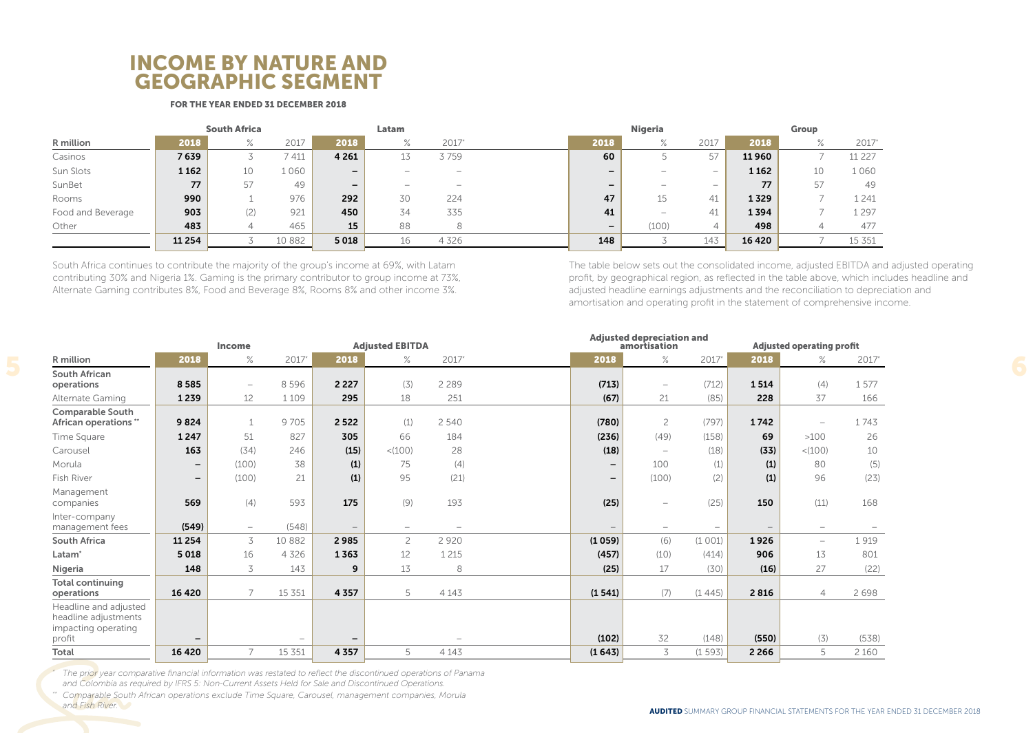# INCOME BY NATURE AND GEOGRAPHIC SEGMENT

**FOR THE YEAR ENDED 31 DECEMBER 2018**

| | South Africa | | | Latam | | | Nigeria | | | Group | | |
|---|---|---|---|---|---|---|---|---|---|---|---|---|
| R million | **2018** | % | 2017 | **2018** | % | 2017* | **2018** | % | 2017 | **2018** | % | 2017* |
| Casinos | **7 639** | 3 | 7 411 | **4 261** | 13 | 3 759 | **60** | 5 | 57 | **11 960** | 7 | 11 227 |
| Sun Slots | **1 162** | 10 | 1 060 | **–** | – | – | **–** | – | – | **1 162** | 10 | 1 060 |
| SunBet | **77** | 57 | 49 | **–** | – | – | **–** | – | – | **77** | 57 | 49 |
| Rooms | **990** | 1 | 976 | **292** | 30 | 224 | **47** | 15 | 41 | **1 329** | 7 | 1 241 |
| Food and Beverage | **903** | (2) | 921 | **450** | 34 | 335 | **41** | – | 41 | **1 394** | 7 | 1 297 |
| Other | **483** | 4 | 465 | **15** | 88 | 8 | **–** | (100) | 4 | **498** | 4 | 477 |
| | **11 254** | 3 | 10 882 | **5 018** | 16 | 4 326 | **148** | 3 | 143 | **16 420** | 7 | 15 351 |

South Africa continues to contribute the majority of the group's income at 69%, with Latam contributing 30% and Nigeria 1%. Gaming is the primary contributor to group income at 73%, Alternate Gaming contributes 8%, Food and Beverage 8%, Rooms 8% and other income 3%.

The table below sets out the consolidated income, adjusted EBITDA and adjusted operating profit, by geographical region, as reflected in the table above, which includes headline and adjusted headline earnings adjustments and the reconciliation to depreciation and amortisation and operating profit in the statement of comprehensive income.

| | Income | | | Adjusted EBITDA | | | Adjusted depreciation and amortisation | | | Adjusted operating profit | | |
|---|---|---|---|---|---|---|---|---|---|---|---|---|
| R million | **2018** | % | 2017* | **2018** | % | 2017* | **2018** | % | 2017* | **2018** | % | 2017* |
| **South African operations** | **8 585** | – | 8 596 | **2 227** | (3) | 2 289 | **(713)** | – | (712) | **1 514** | (4) | 1 577 |
| Alternate Gaming | **1 239** | 12 | 1 109 | **295** | 18 | 251 | **(67)** | 21 | (85) | **228** | 37 | 166 |
| **Comparable South African operations**** | **9 824** | 1 | 9 705 | **2 522** | (1) | 2 540 | **(780)** | 2 | (797) | **1 742** | – | 1 743 |
| Time Square | **1 247** | 51 | 827 | **305** | 66 | 184 | **(236)** | (49) | (158) | **69** | >100 | 26 |
| Carousel | **163** | (34) | 246 | **(15)** | <(100) | 28 | **(18)** | – | (18) | **(33)** | <(100) | 10 |
| Morula | **–** | (100) | 38 | **(1)** | 75 | (4) | **–** | 100 | (1) | **(1)** | 80 | (5) |
| Fish River | **–** | (100) | 21 | **(1)** | 95 | (21) | **–** | (100) | (2) | **(1)** | 96 | (23) |
| Management companies | **569** | (4) | 593 | **175** | (9) | 193 | **(25)** | – | (25) | **150** | (11) | 168 |
| Inter-company management fees | **(549)** | – | (548) | **–** | – | – | **–** | – | – | **–** | – | – |
| **South Africa** | **11 254** | 3 | 10 882 | **2 985** | 2 | 2 920 | **(1 059)** | (6) | (1 001) | **1 926** | – | 1 919 |
| **Latam*** | **5 018** | 16 | 4 326 | **1 363** | 12 | 1 215 | **(457)** | (10) | (414) | **906** | 13 | 801 |
| **Nigeria** | **148** | 3 | 143 | **9** | 13 | 8 | **(25)** | 17 | (30) | **(16)** | 27 | (22) |
| **Total continuing operations** | **16 420** | 7 | 15 351 | **4 357** | 5 | 4 143 | **(1 541)** | (7) | (1 445) | **2 816** | 4 | 2 698 |
| Headline and adjusted headline adjustments impacting operating profit | **–** | | – | **–** | | – | **(102)** | 32 | (148) | **(550)** | (3) | (538) |
| **Total** | **16 420** | 7 | 15 351 | **4 357** | 5 | 4 143 | **(1 643)** | 3 | (1 593) | **2 266** | 5 | 2 160 |

\* *The prior year comparative financial information was restated to reflect the discontinued operations of Panama and Colombia as required by IFRS 5: Non-Current Assets Held for Sale and Discontinued Operations.*

\*\* *Comparable South African operations exclude Time Square, Carousel, management companies, Morula and Fish River.*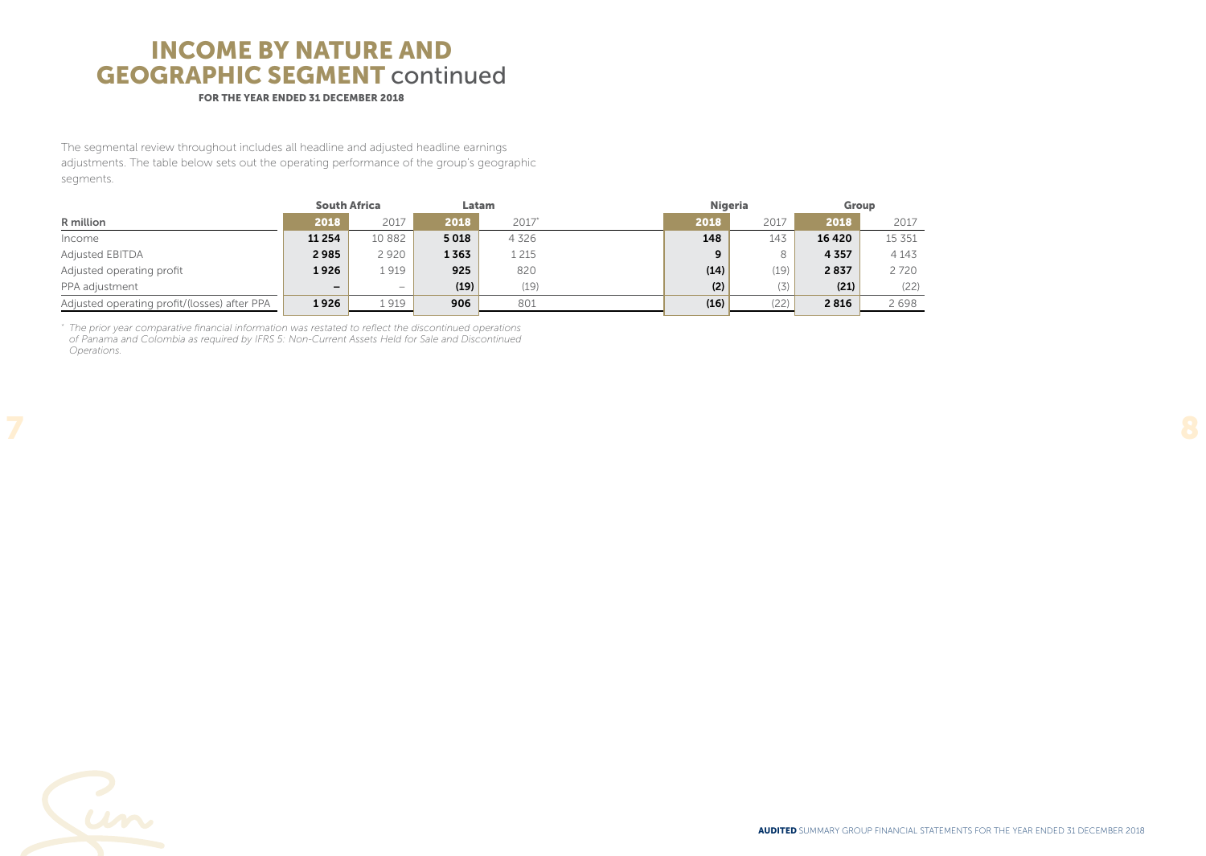# INCOME BY NATURE AND GEOGRAPHIC SEGMENT continued

**FOR THE YEAR ENDED 31 DECEMBER 2018**

The segmental review throughout includes all headline and adjusted headline earnings adjustments. The table below sets out the operating performance of the group's geographic segments.

| | South Africa | | Latam | | Nigeria | | Group | |
|---|---|---|---|---|---|---|---|---|
| **R million** | **2018** | 2017 | **2018** | 2017* | **2018** | 2017 | **2018** | 2017 |
| Income | **11 254** | 10 882 | **5 018** | 4 326 | **148** | 143 | **16 420** | 15 351 |
| Adjusted EBITDA | **2 985** | 2 920 | **1 363** | 1 215 | **9** | 8 | **4 357** | 4 143 |
| Adjusted operating profit | **1 926** | 1 919 | **925** | 820 | **(14)** | (19) | **2 837** | 2 720 |
| PPA adjustment | **–** | – | **(19)** | (19) | **(2)** | (3) | **(21)** | (22) |
| Adjusted operating profit/(losses) after PPA | **1 926** | 1 919 | **906** | 801 | **(16)** | (22) | **2 816** | 2 698 |

*\* The prior year comparative financial information was restated to reflect the discontinued operations of Panama and Colombia as required by IFRS 5: Non-Current Assets Held for Sale and Discontinued Operations.*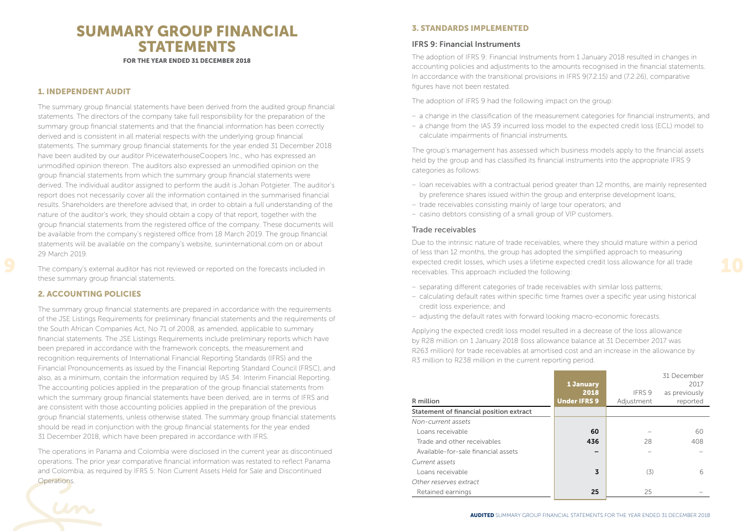# SUMMARY GROUP FINANCIAL STATEMENTS

**FOR THE YEAR ENDED 31 DECEMBER 2018**

## 1. INDEPENDENT AUDIT

The summary group financial statements have been derived from the audited group financial statements. The directors of the company take full responsibility for the preparation of the summary group financial statements and that the financial information has been correctly derived and is consistent in all material respects with the underlying group financial statements. The summary group financial statements for the year ended 31 December 2018 have been audited by our auditor PricewaterhouseCoopers Inc., who has expressed an unmodified opinion thereon. The auditors also expressed an unmodified opinion on the group financial statements from which the summary group financial statements were derived. The individual auditor assigned to perform the audit is Johan Potgieter. The auditor's report does not necessarily cover all the information contained in the summarised financial results. Shareholders are therefore advised that, in order to obtain a full understanding of the nature of the auditor's work, they should obtain a copy of that report, together with the group financial statements from the registered office of the company. These documents will be available from the company's registered office from 18 March 2019. The group financial statements will be available on the company's website, suninternational.com on or about 29 March 2019.

The company's external auditor has not reviewed or reported on the forecasts included in these summary group financial statements.

## 2. ACCOUNTING POLICIES

The summary group financial statements are prepared in accordance with the requirements of the JSE Listings Requirements for preliminary financial statements and the requirements of the South African Companies Act, No 71 of 2008, as amended, applicable to summary financial statements. The JSE Listings Requirements include preliminary reports which have been prepared in accordance with the framework concepts, the measurement and recognition requirements of International Financial Reporting Standards (IFRS) and the Financial Pronouncements as issued by the Financial Reporting Standard Council (FRSC), and also, as a minimum, contain the information required by IAS 34: Interim Financial Reporting. The accounting policies applied in the preparation of the group financial statements from which the summary group financial statements have been derived, are in terms of IFRS and are consistent with those accounting policies applied in the preparation of the previous group financial statements, unless otherwise stated. The summary group financial statements should be read in conjunction with the group financial statements for the year ended 31 December 2018, which have been prepared in accordance with IFRS.

The operations in Panama and Colombia were disclosed in the current year as discontinued operations. The prior year comparative financial information was restated to reflect Panama and Colombia, as required by IFRS 5: Non Current Assets Held for Sale and Discontinued Operations.

## 3. STANDARDS IMPLEMENTED

### IFRS 9: Financial Instruments

The adoption of IFRS 9: Financial Instruments from 1 January 2018 resulted in changes in accounting policies and adjustments to the amounts recognised in the financial statements. In accordance with the transitional provisions in IFRS 9(7.2.15) and (7.2.26), comparative figures have not been restated.

The adoption of IFRS 9 had the following impact on the group:

- a change in the classification of the measurement categories for financial instruments; and
- a change from the IAS 39 incurred loss model to the expected credit loss (ECL) model to calculate impairments of financial instruments.

The group's management has assessed which business models apply to the financial assets held by the group and has classified its financial instruments into the appropriate IFRS 9 categories as follows:

- loan receivables with a contractual period greater than 12 months, are mainly represented by preference shares issued within the group and enterprise development loans;
- trade receivables consisting mainly of large tour operators; and
- casino debtors consisting of a small group of VIP customers.

### Trade receivables

Due to the intrinsic nature of trade receivables, where they should mature within a period of less than 12 months, the group has adopted the simplified approach to measuring expected credit losses, which uses a lifetime expected credit loss allowance for all trade receivables. This approach included the following:

- separating different categories of trade receivables with similar loss patterns;
- calculating default rates within specific time frames over a specific year using historical credit loss experience; and
- adjusting the default rates with forward looking macro-economic forecasts.

Applying the expected credit loss model resulted in a decrease of the loss allowance by R28 million on 1 January 2018 (loss allowance balance at 31 December 2017 was R263 million) for trade receivables at amortised cost and an increase in the allowance by R3 million to R238 million in the current reporting period.

| R million | 1 January 2018 Under IFRS 9 | IFRS 9 Adjustment | 31 December 2017 as previously reported |
|---|---|---|---|
| **Statement of financial position extract** | | | |
| *Non-current assets* | | | |
| Loans receivable | **60** | – | 60 |
| Trade and other receivables | **436** | 28 | 408 |
| Available-for-sale financial assets | **–** | – | – |
| *Current assets* | | | |
| Loans receivable | **3** | (3) | 6 |
| *Other reserves extract* | | | |
| Retained earnings | **25** | 25 | – |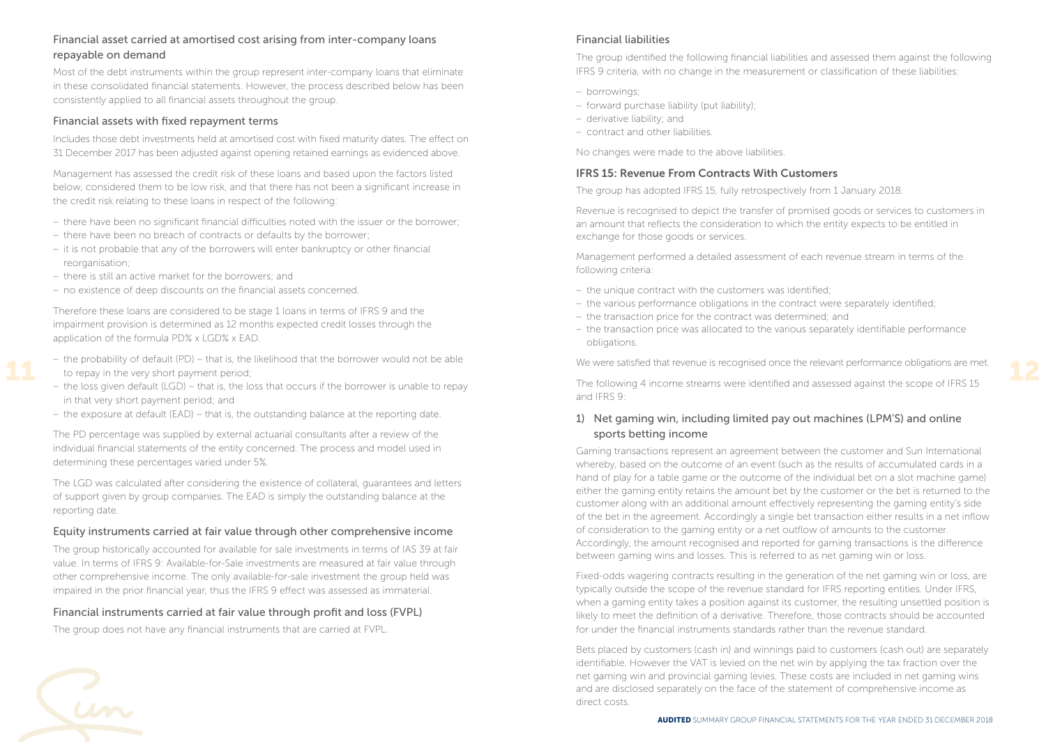### Financial asset carried at amortised cost arising from inter-company loans repayable on demand

Most of the debt instruments within the group represent inter-company loans that eliminate in these consolidated financial statements. However, the process described below has been consistently applied to all financial assets throughout the group.

### Financial assets with fixed repayment terms

Includes those debt investments held at amortised cost with fixed maturity dates. The effect on 31 December 2017 has been adjusted against opening retained earnings as evidenced above.

Management has assessed the credit risk of these loans and based upon the factors listed below, considered them to be low risk, and that there has not been a significant increase in the credit risk relating to these loans in respect of the following:

- there have been no significant financial difficulties noted with the issuer or the borrower;
- there have been no breach of contracts or defaults by the borrower;
- it is not probable that any of the borrowers will enter bankruptcy or other financial reorganisation;
- there is still an active market for the borrowers; and
- no existence of deep discounts on the financial assets concerned.

Therefore these loans are considered to be stage 1 loans in terms of IFRS 9 and the impairment provision is determined as 12 months expected credit losses through the application of the formula PD% x LGD% x EAD.

- the probability of default (PD) – that is, the likelihood that the borrower would not be able to repay in the very short payment period;
- the loss given default (LGD) – that is, the loss that occurs if the borrower is unable to repay in that very short payment period; and
- the exposure at default (EAD) – that is, the outstanding balance at the reporting date.

The PD percentage was supplied by external actuarial consultants after a review of the individual financial statements of the entity concerned. The process and model used in determining these percentages varied under 5%.

The LGD was calculated after considering the existence of collateral, guarantees and letters of support given by group companies. The EAD is simply the outstanding balance at the reporting date.

### Equity instruments carried at fair value through other comprehensive income

The group historically accounted for available for sale investments in terms of IAS 39 at fair value. In terms of IFRS 9: Available-for-Sale investments are measured at fair value through other comprehensive income. The only available-for-sale investment the group held was impaired in the prior financial year, thus the IFRS 9 effect was assessed as immaterial.

### Financial instruments carried at fair value through profit and loss (FVPL)

The group does not have any financial instruments that are carried at FVPL.

### Financial liabilities

The group identified the following financial liabilities and assessed them against the following IFRS 9 criteria, with no change in the measurement or classification of these liabilities:

- borrowings;
- forward purchase liability (put liability);
- derivative liability; and
- contract and other liabilities.

No changes were made to the above liabilities.

## IFRS 15: Revenue From Contracts With Customers

The group has adopted IFRS 15, fully retrospectively from 1 January 2018.

Revenue is recognised to depict the transfer of promised goods or services to customers in an amount that reflects the consideration to which the entity expects to be entitled in exchange for those goods or services.

Management performed a detailed assessment of each revenue stream in terms of the following criteria:

- the unique contract with the customers was identified;
- the various performance obligations in the contract were separately identified;
- the transaction price for the contract was determined; and
- the transaction price was allocated to the various separately identifiable performance obligations.

We were satisfied that revenue is recognised once the relevant performance obligations are met.

The following 4 income streams were identified and assessed against the scope of IFRS 15 and IFRS 9:

### 1) Net gaming win, including limited pay out machines (LPM'S) and online sports betting income

Gaming transactions represent an agreement between the customer and Sun International whereby, based on the outcome of an event (such as the results of accumulated cards in a hand of play for a table game or the outcome of the individual bet on a slot machine game) either the gaming entity retains the amount bet by the customer or the bet is returned to the customer along with an additional amount effectively representing the gaming entity's side of the bet in the agreement. Accordingly a single bet transaction either results in a net inflow of consideration to the gaming entity or a net outflow of amounts to the customer. Accordingly, the amount recognised and reported for gaming transactions is the difference between gaming wins and losses. This is referred to as net gaming win or loss.

Fixed-odds wagering contracts resulting in the generation of the net gaming win or loss, are typically outside the scope of the revenue standard for IFRS reporting entities. Under IFRS, when a gaming entity takes a position against its customer, the resulting unsettled position is likely to meet the definition of a derivative. Therefore, those contracts should be accounted for under the financial instruments standards rather than the revenue standard.

Bets placed by customers (cash in) and winnings paid to customers (cash out) are separately identifiable. However the VAT is levied on the net win by applying the tax fraction over the net gaming win and provincial gaming levies. These costs are included in net gaming wins and are disclosed separately on the face of the statement of comprehensive income as direct costs.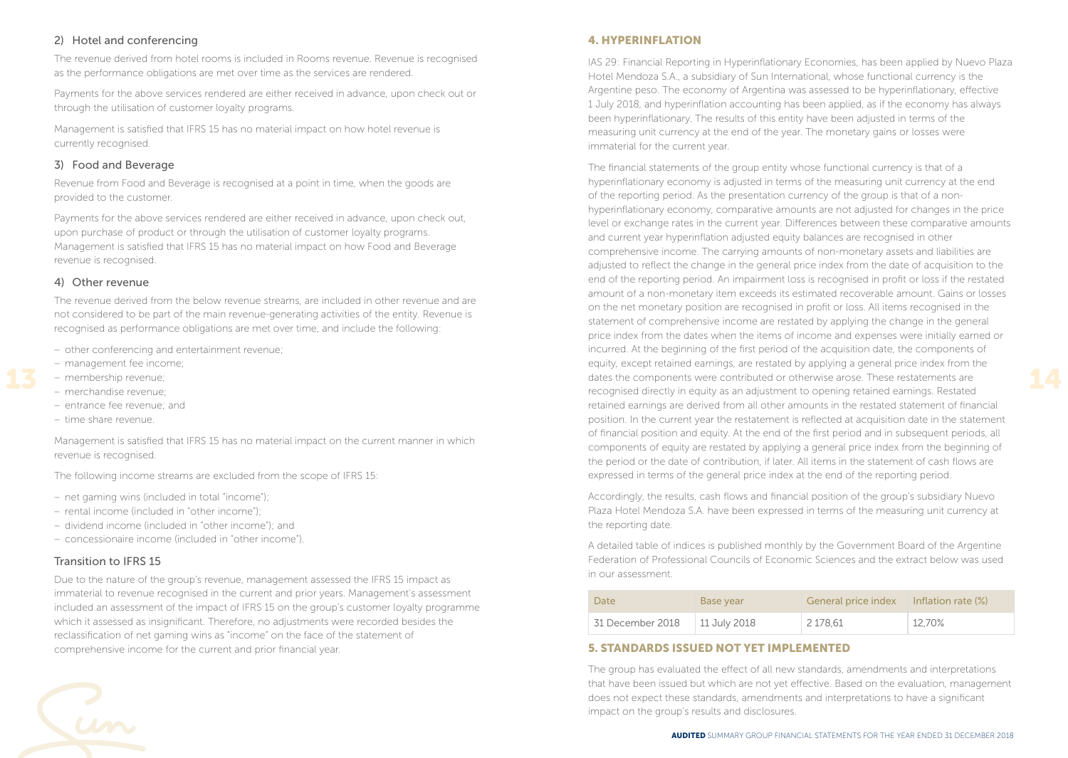### 2) Hotel and conferencing

The revenue derived from hotel rooms is included in Rooms revenue. Revenue is recognised as the performance obligations are met over time as the services are rendered.

Payments for the above services rendered are either received in advance, upon check out or through the utilisation of customer loyalty programs.

Management is satisfied that IFRS 15 has no material impact on how hotel revenue is currently recognised.

### 3) Food and Beverage

Revenue from Food and Beverage is recognised at a point in time, when the goods are provided to the customer.

Payments for the above services rendered are either received in advance, upon check out, upon purchase of product or through the utilisation of customer loyalty programs. Management is satisfied that IFRS 15 has no material impact on how Food and Beverage revenue is recognised.

### 4) Other revenue

The revenue derived from the below revenue streams, are included in other revenue and are not considered to be part of the main revenue-generating activities of the entity. Revenue is recognised as performance obligations are met over time, and include the following:

- other conferencing and entertainment revenue;
- management fee income;
- membership revenue;
- merchandise revenue;
- entrance fee revenue; and
- time share revenue.

Management is satisfied that IFRS 15 has no material impact on the current manner in which revenue is recognised.

The following income streams are excluded from the scope of IFRS 15:

- net gaming wins (included in total "income");
- rental income (included in "other income");
- dividend income (included in "other income"); and
- concessionaire income (included in "other income").

### Transition to IFRS 15

Due to the nature of the group's revenue, management assessed the IFRS 15 impact as immaterial to revenue recognised in the current and prior years. Management's assessment included an assessment of the impact of IFRS 15 on the group's customer loyalty programme which it assessed as insignificant. Therefore, no adjustments were recorded besides the reclassification of net gaming wins as "income" on the face of the statement of comprehensive income for the current and prior financial year.

## 4. HYPERINFLATION

IAS 29: Financial Reporting in Hyperinflationary Economies, has been applied by Nuevo Plaza Hotel Mendoza S.A., a subsidiary of Sun International, whose functional currency is the Argentine peso. The economy of Argentina was assessed to be hyperinflationary, effective 1 July 2018, and hyperinflation accounting has been applied, as if the economy has always been hyperinflationary. The results of this entity have been adjusted in terms of the measuring unit currency at the end of the year. The monetary gains or losses were immaterial for the current year.

The financial statements of the group entity whose functional currency is that of a hyperinflationary economy is adjusted in terms of the measuring unit currency at the end of the reporting period. As the presentation currency of the group is that of a non-hyperinflationary economy, comparative amounts are not adjusted for changes in the price level or exchange rates in the current year. Differences between these comparative amounts and current year hyperinflation adjusted equity balances are recognised in other comprehensive income. The carrying amounts of non-monetary assets and liabilities are adjusted to reflect the change in the general price index from the date of acquisition to the end of the reporting period. An impairment loss is recognised in profit or loss if the restated amount of a non-monetary item exceeds its estimated recoverable amount. Gains or losses on the net monetary position are recognised in profit or loss. All items recognised in the statement of comprehensive income are restated by applying the change in the general price index from the dates when the items of income and expenses were initially earned or incurred. At the beginning of the first period of the acquisition date, the components of equity, except retained earnings, are restated by applying a general price index from the dates the components were contributed or otherwise arose. These restatements are recognised directly in equity as an adjustment to opening retained earnings. Restated retained earnings are derived from all other amounts in the restated statement of financial position. In the current year the restatement is reflected at acquisition date in the statement of financial position and equity. At the end of the first period and in subsequent periods, all components of equity are restated by applying a general price index from the beginning of the period or the date of contribution, if later. All items in the statement of cash flows are expressed in terms of the general price index at the end of the reporting period.

Accordingly, the results, cash flows and financial position of the group's subsidiary Nuevo Plaza Hotel Mendoza S.A. have been expressed in terms of the measuring unit currency at the reporting date.

A detailed table of indices is published monthly by the Government Board of the Argentine Federation of Professional Councils of Economic Sciences and the extract below was used in our assessment.

| Date | Base year | General price index | Inflation rate (%) |
|---|---|---|---|
| 31 December 2018 | 11 July 2018 | 2 178,61 | 12,70% |

## 5. STANDARDS ISSUED NOT YET IMPLEMENTED

The group has evaluated the effect of all new standards, amendments and interpretations that have been issued but which are not yet effective. Based on the evaluation, management does not expect these standards, amendments and interpretations to have a significant impact on the group's results and disclosures.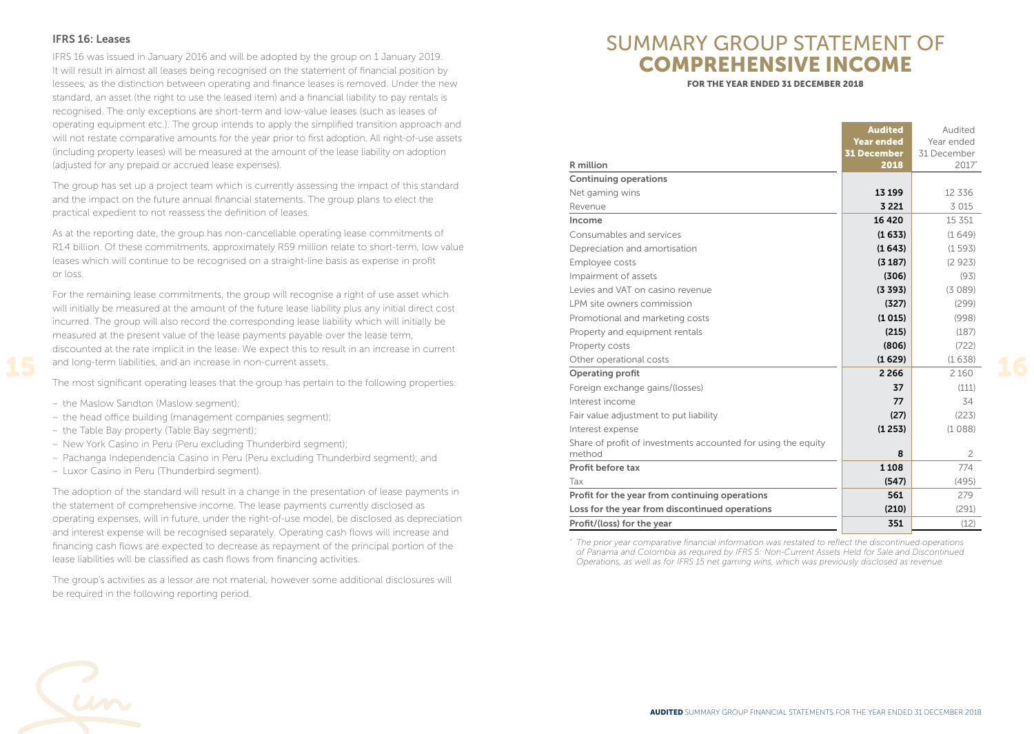### IFRS 16: Leases

IFRS 16 was issued in January 2016 and will be adopted by the group on 1 January 2019. It will result in almost all leases being recognised on the statement of financial position by lessees, as the distinction between operating and finance leases is removed. Under the new standard, an asset (the right to use the leased item) and a financial liability to pay rentals is recognised. The only exceptions are short-term and low-value leases (such as leases of operating equipment etc.). The group intends to apply the simplified transition approach and will not restate comparative amounts for the year prior to first adoption. All right-of-use assets (including property leases) will be measured at the amount of the lease liability on adoption (adjusted for any prepaid or accrued lease expenses).

The group has set up a project team which is currently assessing the impact of this standard and the impact on the future annual financial statements. The group plans to elect the practical expedient to not reassess the definition of leases.

As at the reporting date, the group has non-cancellable operating lease commitments of R1.4 billion. Of these commitments, approximately R59 million relate to short-term, low value leases which will continue to be recognised on a straight-line basis as expense in profit or loss.

For the remaining lease commitments, the group will recognise a right of use asset which will initially be measured at the amount of the future lease liability plus any initial direct cost incurred. The group will also record the corresponding lease liability which will initially be measured at the present value of the lease payments payable over the lease term, discounted at the rate implicit in the lease. We expect this to result in an increase in current and long-term liabilities, and an increase in non-current assets.

The most significant operating leases that the group has pertain to the following properties:

- the Maslow Sandton (Maslow segment);
- the head office building (management companies segment);
- the Table Bay property (Table Bay segment);
- New York Casino in Peru (Peru excluding Thunderbird segment);
- Pachanga Independencia Casino in Peru (Peru excluding Thunderbird segment); and
- Luxor Casino in Peru (Thunderbird segment).

The adoption of the standard will result in a change in the presentation of lease payments in the statement of comprehensive income. The lease payments currently disclosed as operating expenses, will in future, under the right-of-use model, be disclosed as depreciation and interest expense will be recognised separately. Operating cash flows will increase and financing cash flows are expected to decrease as repayment of the principal portion of the lease liabilities will be classified as cash flows from financing activities.

The group's activities as a lessor are not material, however some additional disclosures will be required in the following reporting period.

# SUMMARY GROUP STATEMENT OF COMPREHENSIVE INCOME

**FOR THE YEAR ENDED 31 DECEMBER 2018**

| R million | Audited Year ended 31 December 2018 | Audited Year ended 31 December 2017* |
|---|---|---|
| **Continuing operations** | | |
| Net gaming wins | **13 199** | 12 336 |
| Revenue | **3 221** | 3 015 |
| **Income** | **16 420** | 15 351 |
| Consumables and services | **(1 633)** | (1 649) |
| Depreciation and amortisation | **(1 643)** | (1 593) |
| Employee costs | **(3 187)** | (2 923) |
| Impairment of assets | **(306)** | (93) |
| Levies and VAT on casino revenue | **(3 393)** | (3 089) |
| LPM site owners commission | **(327)** | (299) |
| Promotional and marketing costs | **(1 015)** | (998) |
| Property and equipment rentals | **(215)** | (187) |
| Property costs | **(806)** | (722) |
| Other operational costs | **(1 629)** | (1 638) |
| **Operating profit** | **2 266** | 2 160 |
| Foreign exchange gains/(losses) | **37** | (111) |
| Interest income | **77** | 34 |
| Fair value adjustment to put liability | **(27)** | (223) |
| Interest expense | **(1 253)** | (1 088) |
| Share of profit of investments accounted for using the equity method | **8** | 2 |
| **Profit before tax** | **1 108** | 774 |
| Tax | **(547)** | (495) |
| **Profit for the year from continuing operations** | **561** | 279 |
| **Loss for the year from discontinued operations** | **(210)** | (291) |
| **Profit/(loss) for the year** | **351** | (12) |

*\* The prior year comparative financial information was restated to reflect the discontinued operations of Panama and Colombia as required by IFRS 5: Non-Current Assets Held for Sale and Discontinued Operations, as well as for IFRS 15 net gaming wins, which was previously disclosed as revenue.*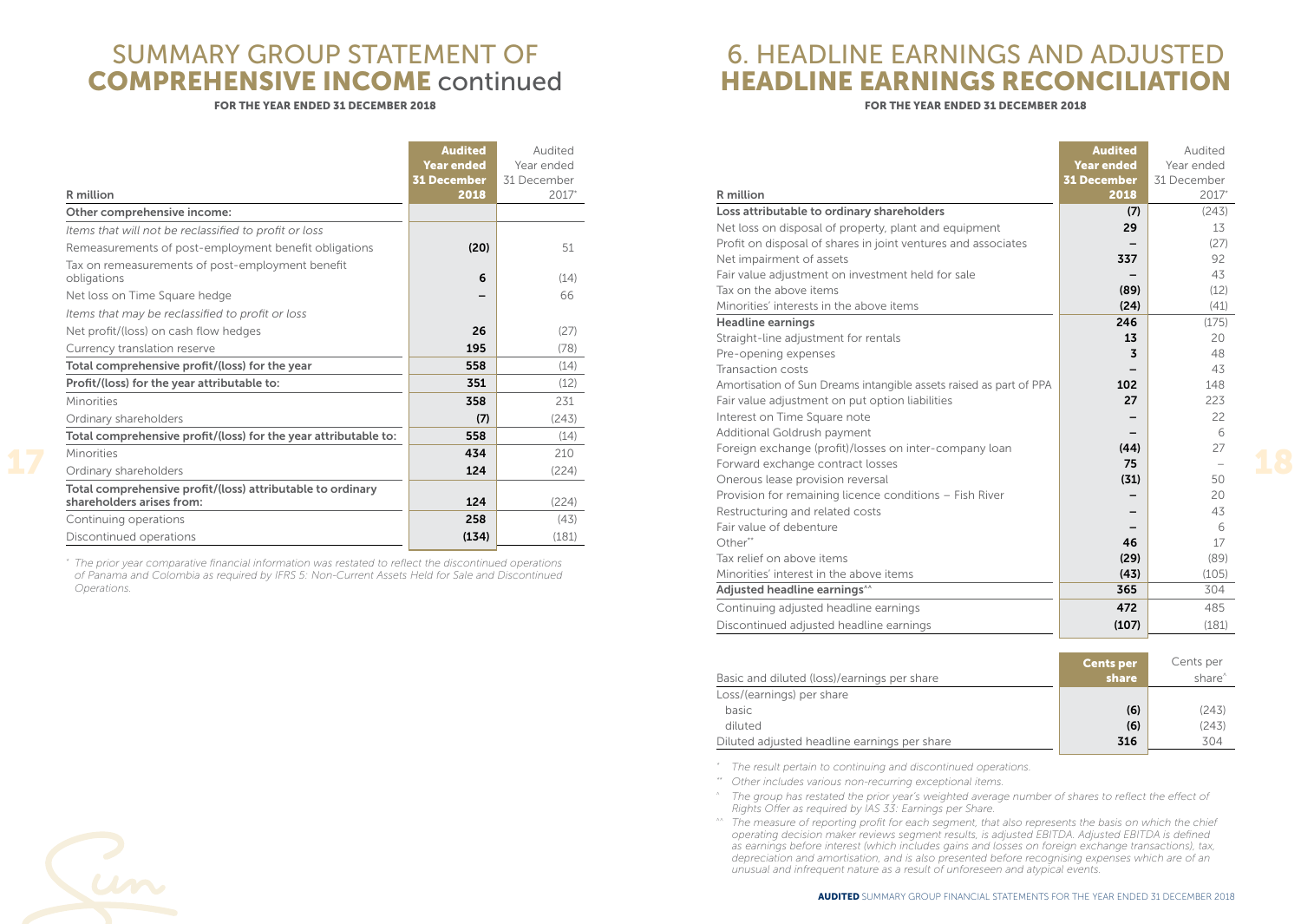# SUMMARY GROUP STATEMENT OF **COMPREHENSIVE INCOME** continued

**FOR THE YEAR ENDED 31 DECEMBER 2018**

| R million | Audited Year ended 31 December 2018 | Audited Year ended 31 December 2017* |
|---|---|---|
| **Other comprehensive income:** | | |
| *Items that will not be reclassified to profit or loss* | | |
| Remeasurements of post-employment benefit obligations | **(20)** | 51 |
| Tax on remeasurements of post-employment benefit obligations | **6** | (14) |
| Net loss on Time Square hedge | **–** | 66 |
| *Items that may be reclassified to profit or loss* | | |
| Net profit/(loss) on cash flow hedges | **26** | (27) |
| Currency translation reserve | **195** | (78) |
| **Total comprehensive profit/(loss) for the year** | **558** | (14) |
| **Profit/(loss) for the year attributable to:** | **351** | (12) |
| Minorities | **358** | 231 |
| Ordinary shareholders | **(7)** | (243) |
| **Total comprehensive profit/(loss) for the year attributable to:** | **558** | (14) |
| Minorities | **434** | 210 |
| Ordinary shareholders | **124** | (224) |
| **Total comprehensive profit/(loss) attributable to ordinary shareholders arises from:** | **124** | (224) |
| Continuing operations | **258** | (43) |
| Discontinued operations | **(134)** | (181) |

*\* The prior year comparative financial information was restated to reflect the discontinued operations of Panama and Colombia as required by IFRS 5: Non-Current Assets Held for Sale and Discontinued Operations.*

# 6. HEADLINE EARNINGS AND ADJUSTED **HEADLINE EARNINGS RECONCILIATION**

**FOR THE YEAR ENDED 31 DECEMBER 2018**

| R million | Audited Year ended 31 December 2018 | Audited Year ended 31 December 2017* |
|---|---|---|
| **Loss attributable to ordinary shareholders** | **(7)** | (243) |
| Net loss on disposal of property, plant and equipment | **29** | 13 |
| Profit on disposal of shares in joint ventures and associates | **–** | (27) |
| Net impairment of assets | **337** | 92 |
| Fair value adjustment on investment held for sale | **–** | 43 |
| Tax on the above items | **(89)** | (12) |
| Minorities' interests in the above items | **(24)** | (41) |
| **Headline earnings** | **246** | (175) |
| Straight-line adjustment for rentals | **13** | 20 |
| Pre-opening expenses | **3** | 48 |
| Transaction costs | **–** | 43 |
| Amortisation of Sun Dreams intangible assets raised as part of PPA | **102** | 148 |
| Fair value adjustment on put option liabilities | **27** | 223 |
| Interest on Time Square note | **–** | 22 |
| Additional Goldrush payment | **–** | 6 |
| Foreign exchange (profit)/losses on inter-company loan | **(44)** | 27 |
| Forward exchange contract losses | **75** | – |
| Onerous lease provision reversal | **(31)** | 50 |
| Provision for remaining licence conditions – Fish River | **–** | 20 |
| Restructuring and related costs | **–** | 43 |
| Fair value of debenture | **–** | 6 |
| Other** | **46** | 17 |
| Tax relief on above items | **(29)** | (89) |
| Minorities' interest in the above items | **(43)** | (105) |
| **Adjusted headline earnings^^** | **365** | 304 |
| Continuing adjusted headline earnings | **472** | 485 |
| Discontinued adjusted headline earnings | **(107)** | (181) |

| Basic and diluted (loss)/earnings per share | Cents per share | Cents per share^ |
|---|---|---|
| Loss/(earnings) per share | | |
| basic | **(6)** | (243) |
| diluted | **(6)** | (243) |
| Diluted adjusted headline earnings per share | **316** | 304 |

*\* The result pertain to continuing and discontinued operations.*

*\*\* Other includes various non-recurring exceptional items.*

*^ The group has restated the prior year's weighted average number of shares to reflect the effect of Rights Offer as required by IAS 33: Earnings per Share.*

*^^ The measure of reporting profit for each segment, that also represents the basis on which the chief operating decision maker reviews segment results, is adjusted EBITDA. Adjusted EBITDA is defined as earnings before interest (which includes gains and losses on foreign exchange transactions), tax, depreciation and amortisation, and is also presented before recognising expenses which are of an unusual and infrequent nature as a result of unforeseen and atypical events.*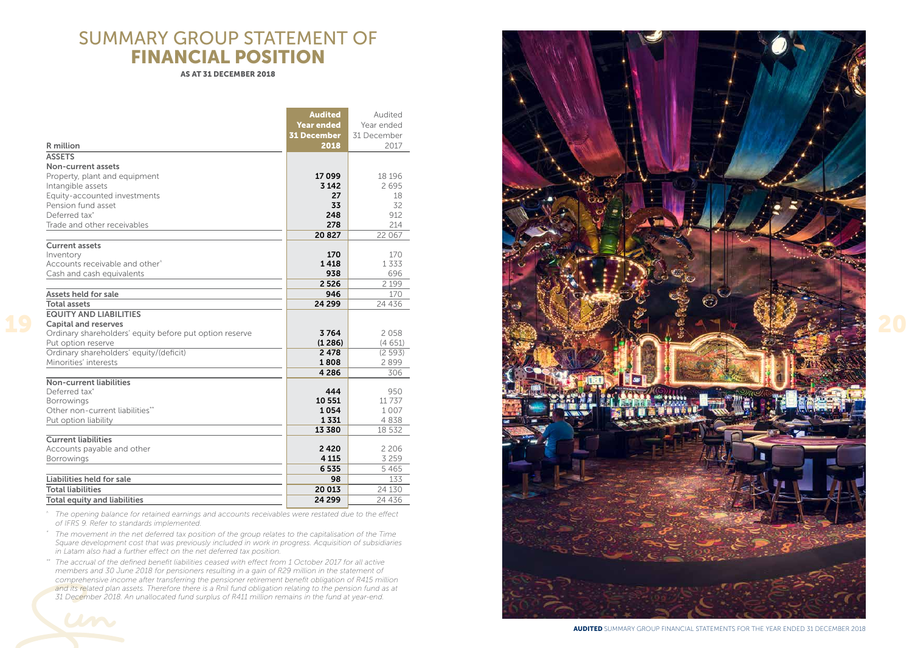# SUMMARY GROUP STATEMENT OF FINANCIAL POSITION

**AS AT 31 DECEMBER 2018**

| R million | **Audited Year ended 31 December 2018** | Audited Year ended 31 December 2017 |
|---|---|---|
| **ASSETS** | | |
| **Non-current assets** | | |
| Property, plant and equipment | **17 099** | 18 196 |
| Intangible assets | **3 142** | 2 695 |
| Equity-accounted investments | **27** | 18 |
| Pension fund asset | **33** | 32 |
| Deferred tax* | **248** | 912 |
| Trade and other receivables | **278** | 214 |
| | **20 827** | 22 067 |
| **Current assets** | | |
| Inventory | **170** | 170 |
| Accounts receivable and other^ | **1 418** | 1 333 |
| Cash and cash equivalents | **938** | 696 |
| | **2 526** | 2 199 |
| **Assets held for sale** | **946** | 170 |
| **Total assets** | **24 299** | 24 436 |
| **EQUITY AND LIABILITIES** | | |
| **Capital and reserves** | | |
| Ordinary shareholders' equity before put option reserve | **3 764** | 2 058 |
| Put option reserve | **(1 286)** | (4 651) |
| Ordinary shareholders' equity/(deficit) | **2 478** | (2 593) |
| Minorities' interests | **1 808** | 2 899 |
| | **4 286** | 306 |
| **Non-current liabilities** | | |
| Deferred tax* | **444** | 950 |
| Borrowings | **10 551** | 11 737 |
| Other non-current liabilities** | **1 054** | 1 007 |
| Put option liability | **1 331** | 4 838 |
| | **13 380** | 18 532 |
| **Current liabilities** | | |
| Accounts payable and other | **2 420** | 2 206 |
| Borrowings | **4 115** | 3 259 |
| | **6 535** | 5 465 |
| **Liabilities held for sale** | **98** | 133 |
| **Total liabilities** | **20 013** | 24 130 |
| **Total equity and liabilities** | **24 299** | 24 436 |

^ *The opening balance for retained earnings and accounts receivables were restated due to the effect of IFRS 9. Refer to standards implemented.*

\* *The movement in the net deferred tax position of the group relates to the capitalisation of the Time Square development cost that was previously included in work in progress. Acquisition of subsidiaries in Latam also had a further effect on the net deferred tax position.*

** *The accrual of the defined benefit liabilities ceased with effect from 1 October 2017 for all active members and 30 June 2018 for pensioners resulting in a gain of R29 million in the statement of comprehensive income after transferring the pensioner retirement benefit obligation of R415 million and its related plan assets. Therefore there is a Rnil fund obligation relating to the pension fund as at 31 December 2018. An unallocated fund surplus of R411 million remains in the fund at year-end.*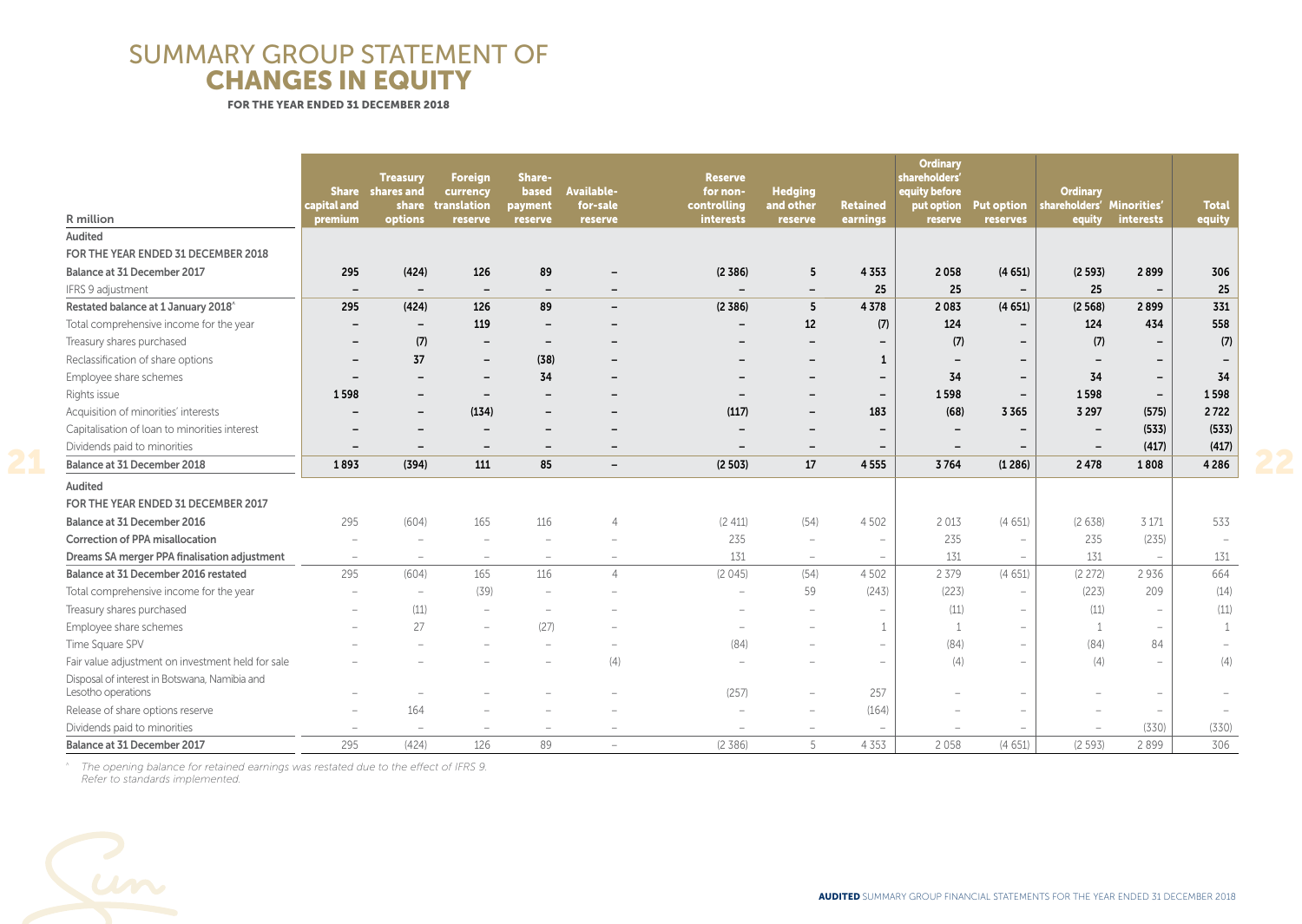# SUMMARY GROUP STATEMENT OF CHANGES IN EQUITY

**FOR THE YEAR ENDED 31 DECEMBER 2018**

| R million | Share capital and premium | Treasury shares and share options | Foreign currency translation reserve | Share-based payment reserve | Available-for-sale reserve | Reserve for non-controlling interests | Hedging and other reserve | Retained earnings | Ordinary shareholders' equity before put option reserve | Put option reserves | Ordinary shareholders' equity | Minorities' interests | Total equity |
|---|---|---|---|---|---|---|---|---|---|---|---|---|---|
| **Audited** | | | | | | | | | | | | | |
| **FOR THE YEAR ENDED 31 DECEMBER 2018** | | | | | | | | | | | | | |
| **Balance at 31 December 2017** | **295** | **(424)** | **126** | **89** | **–** | **(2 386)** | **5** | **4 353** | **2 058** | **(4 651)** | **(2 593)** | **2 899** | **306** |
| IFRS 9 adjustment | – | – | – | – | – | – | – | 25 | 25 | – | 25 | – | 25 |
| **Restated balance at 1 January 2018^** | **295** | **(424)** | **126** | **89** | **–** | **(2 386)** | **5** | **4 378** | **2 083** | **(4 651)** | **(2 568)** | **2 899** | **331** |
| Total comprehensive income for the year | – | – | 119 | – | – | – | 12 | (7) | 124 | – | 124 | 434 | 558 |
| Treasury shares purchased | – | (7) | – | – | – | – | – | – | (7) | – | (7) | – | (7) |
| Reclassification of share options | – | 37 | – | (38) | – | – | – | 1 | – | – | – | – | – |
| Employee share schemes | – | – | – | 34 | – | – | – | – | 34 | – | 34 | – | 34 |
| Rights issue | 1 598 | – | – | – | – | – | – | – | 1 598 | – | 1 598 | – | 1 598 |
| Acquisition of minorities' interests | – | – | (134) | – | – | (117) | – | 183 | (68) | 3 365 | 3 297 | (575) | 2 722 |
| Capitalisation of loan to minorities interest | – | – | – | – | – | – | – | – | – | – | – | (533) | (533) |
| Dividends paid to minorities | – | – | – | – | – | – | – | – | – | – | – | (417) | (417) |
| **Balance at 31 December 2018** | **1 893** | **(394)** | **111** | **85** | **–** | **(2 503)** | **17** | **4 555** | **3 764** | **(1 286)** | **2 478** | **1 808** | **4 286** |
| **Audited** | | | | | | | | | | | | | |
| **FOR THE YEAR ENDED 31 DECEMBER 2017** | | | | | | | | | | | | | |
| **Balance at 31 December 2016** | 295 | (604) | 165 | 116 | 4 | (2 411) | (54) | 4 502 | 2 013 | (4 651) | (2 638) | 3 171 | 533 |
| **Correction of PPA misallocation** | – | – | – | – | – | 235 | – | – | 235 | – | 235 | (235) | – |
| **Dreams SA merger PPA finalisation adjustment** | – | – | – | – | – | 131 | – | – | 131 | – | 131 | – | 131 |
| **Balance at 31 December 2016 restated** | 295 | (604) | 165 | 116 | 4 | (2 045) | (54) | 4 502 | 2 379 | (4 651) | (2 272) | 2 936 | 664 |
| Total comprehensive income for the year | – | – | (39) | – | – | – | 59 | (243) | (223) | – | (223) | 209 | (14) |
| Treasury shares purchased | – | (11) | – | – | – | – | – | – | (11) | – | (11) | – | (11) |
| Employee share schemes | – | 27 | – | (27) | – | – | – | 1 | 1 | – | 1 | – | 1 |
| Time Square SPV | – | – | – | – | – | (84) | – | – | (84) | – | (84) | 84 | – |
| Fair value adjustment on investment held for sale | – | – | – | – | (4) | – | – | – | (4) | – | (4) | – | (4) |
| Disposal of interest in Botswana, Namibia and Lesotho operations | – | – | – | – | – | (257) | – | 257 | – | – | – | – | – |
| Release of share options reserve | – | 164 | – | – | – | – | – | (164) | – | – | – | – | – |
| Dividends paid to minorities | – | – | – | – | – | – | – | – | – | – | – | (330) | (330) |
| **Balance at 31 December 2017** | 295 | (424) | 126 | 89 | – | (2 386) | 5 | 4 353 | 2 058 | (4 651) | (2 593) | 2 899 | 306 |

*^ The opening balance for retained earnings was restated due to the effect of IFRS 9. Refer to standards implemented.*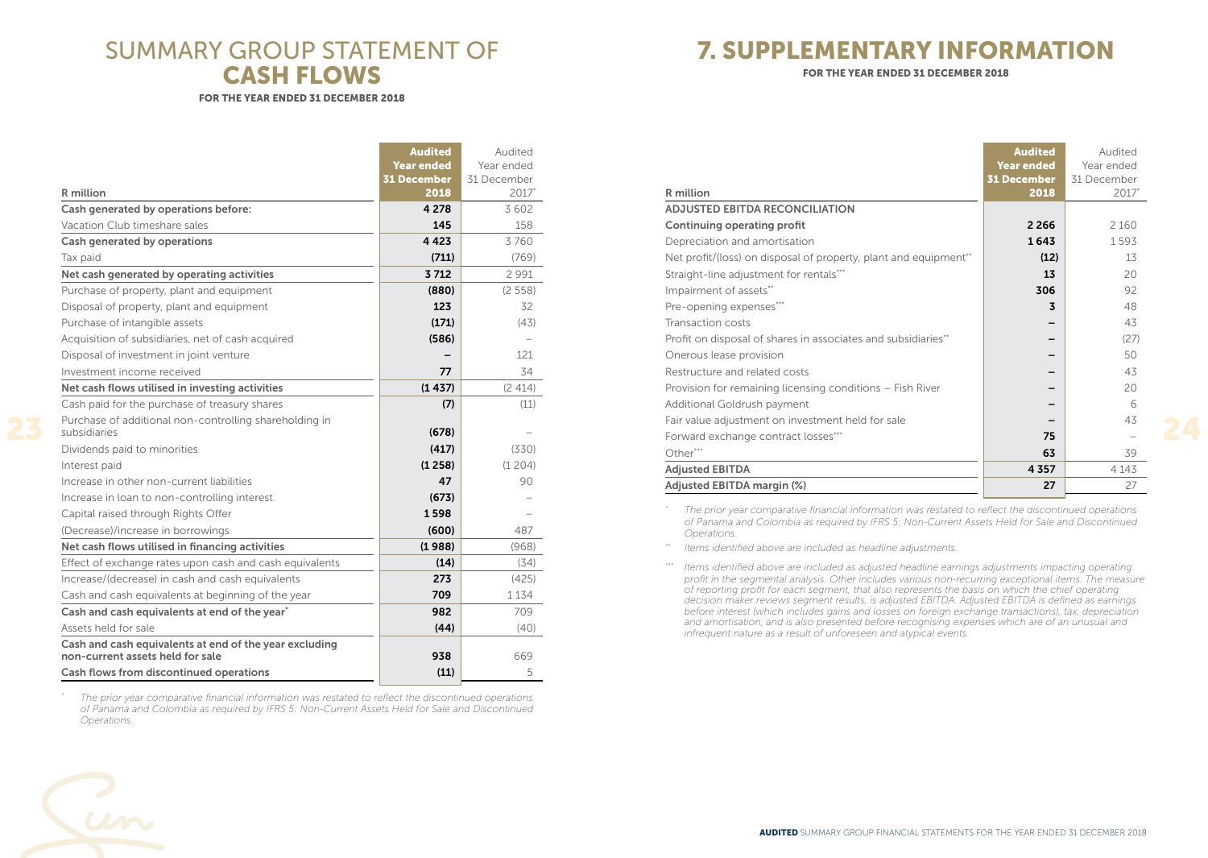# SUMMARY GROUP STATEMENT OF CASH FLOWS

**FOR THE YEAR ENDED 31 DECEMBER 2018**

| R million | Audited Year ended 31 December 2018 | Audited Year ended 31 December 2017* |
|---|---|---|
| **Cash generated by operations before:** | **4 278** | 3 602 |
| Vacation Club timeshare sales | **145** | 158 |
| **Cash generated by operations** | **4 423** | 3 760 |
| Tax paid | **(711)** | (769) |
| **Net cash generated by operating activities** | **3 712** | 2 991 |
| Purchase of property, plant and equipment | **(880)** | (2 558) |
| Disposal of property, plant and equipment | **123** | 32 |
| Purchase of intangible assets | **(171)** | (43) |
| Acquisition of subsidiaries, net of cash acquired | **(586)** | – |
| Disposal of investment in joint venture | **–** | 121 |
| Investment income received | **77** | 34 |
| **Net cash flows utilised in investing activities** | **(1 437)** | (2 414) |
| Cash paid for the purchase of treasury shares | **(7)** | (11) |
| Purchase of additional non-controlling shareholding in subsidiaries | **(678)** | – |
| Dividends paid to minorities | **(417)** | (330) |
| Interest paid | **(1 258)** | (1 204) |
| Increase in other non-current liabilities | **47** | 90 |
| Increase in loan to non-controlling interest | **(673)** | – |
| Capital raised through Rights Offer | **1 598** | – |
| (Decrease)/increase in borrowings | **(600)** | 487 |
| **Net cash flows utilised in financing activities** | **(1 988)** | (968) |
| Effect of exchange rates upon cash and cash equivalents | **(14)** | (34) |
| Increase/(decrease) in cash and cash equivalents | **273** | (425) |
| Cash and cash equivalents at beginning of the year | **709** | 1 134 |
| **Cash and cash equivalents at end of the year*** | **982** | 709 |
| Assets held for sale | **(44)** | (40) |
| **Cash and cash equivalents at end of the year excluding non-current assets held for sale** | **938** | 669 |
| **Cash flows from discontinued operations** | **(11)** | 5 |

\* *The prior year comparative financial information was restated to reflect the discontinued operations of Panama and Colombia as required by IFRS 5: Non-Current Assets Held for Sale and Discontinued Operations.*

# 7. SUPPLEMENTARY INFORMATION

**FOR THE YEAR ENDED 31 DECEMBER 2018**

| R million | Audited Year ended 31 December 2018 | Audited Year ended 31 December 2017* |
|---|---|---|
| **ADJUSTED EBITDA RECONCILIATION** | | |
| **Continuing operating profit** | **2 266** | 2 160 |
| Depreciation and amortisation | **1 643** | 1 593 |
| Net profit/(loss) on disposal of property, plant and equipment** | **(12)** | 13 |
| Straight-line adjustment for rentals*** | **13** | 20 |
| Impairment of assets** | **306** | 92 |
| Pre-opening expenses*** | **3** | 48 |
| Transaction costs | **–** | 43 |
| Profit on disposal of shares in associates and subsidiaries** | **–** | (27) |
| Onerous lease provision | **–** | 50 |
| Restructure and related costs | **–** | 43 |
| Provision for remaining licensing conditions – Fish River | **–** | 20 |
| Additional Goldrush payment | **–** | 6 |
| Fair value adjustment on investment held for sale | **–** | 43 |
| Forward exchange contract losses*** | **75** | – |
| Other*** | **63** | 39 |
| **Adjusted EBITDA** | **4 357** | 4 143 |
| **Adjusted EBITDA margin (%)** | **27** | 27 |

\* *The prior year comparative financial information was restated to reflect the discontinued operations of Panama and Colombia as required by IFRS 5: Non-Current Assets Held for Sale and Discontinued Operations.*

\*\* *Items identified above are included as headline adjustments.*

\*\*\* *Items identified above are included as adjusted headline earnings adjustments impacting operating profit in the segmental analysis. Other includes various non-recurring exceptional items. The measure of reporting profit for each segment, that also represents the basis on which the chief operating decision maker reviews segment results, is adjusted EBITDA. Adjusted EBITDA is defined as earnings before interest (which includes gains and losses on foreign exchange transactions), tax, depreciation and amortisation, and is also presented before recognising expenses which are of an unusual and infrequent nature as a result of unforeseen and atypical events.*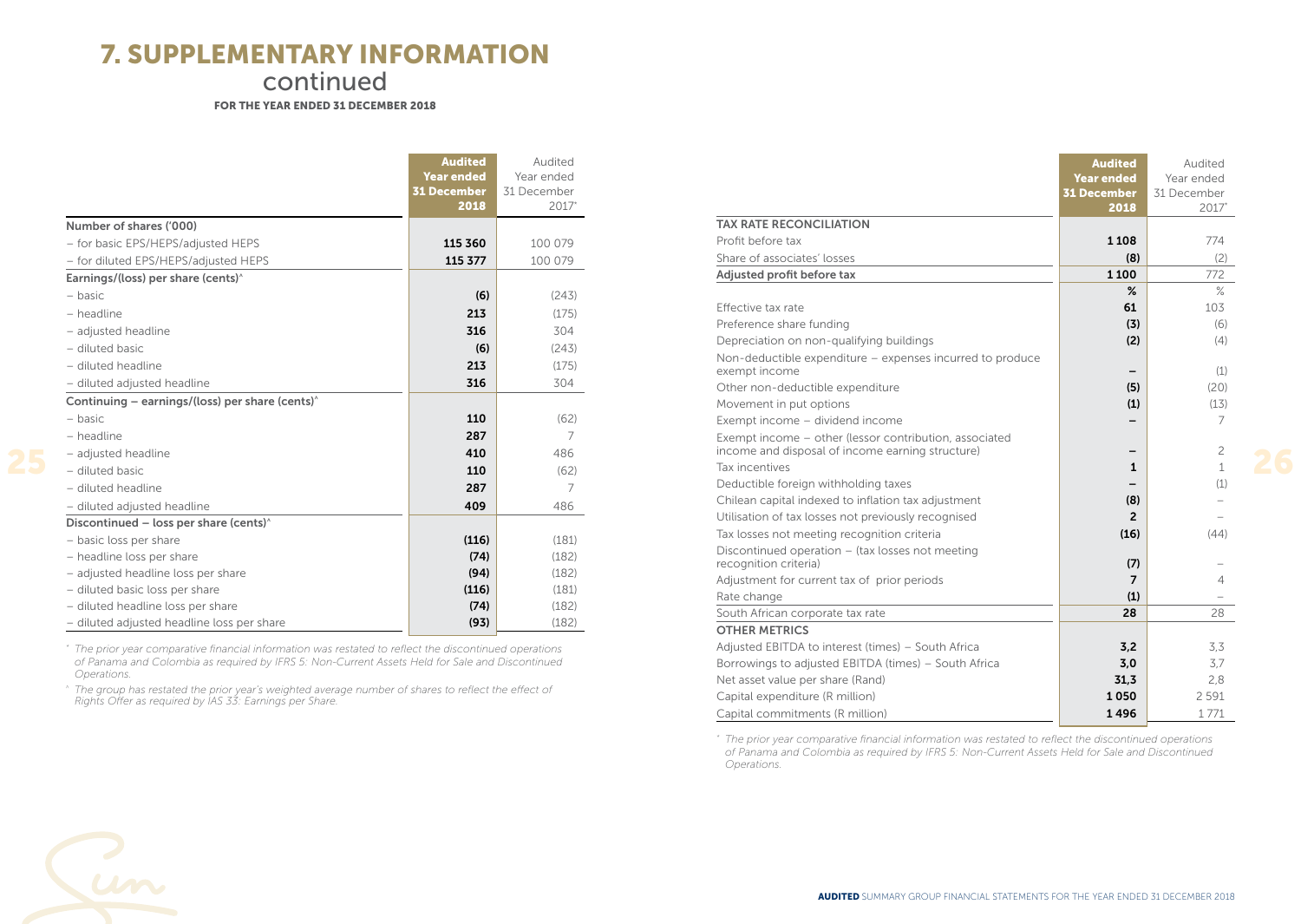# 7. SUPPLEMENTARY INFORMATION continued

**FOR THE YEAR ENDED 31 DECEMBER 2018**

| | **Audited Year ended 31 December 2018** | Audited Year ended 31 December 2017* |
|---|---|---|
| **Number of shares ('000)** | | |
| – for basic EPS/HEPS/adjusted HEPS | **115 360** | 100 079 |
| – for diluted EPS/HEPS/adjusted HEPS | **115 377** | 100 079 |
| **Earnings/(loss) per share (cents)^** | | |
| – basic | **(6)** | (243) |
| – headline | **213** | (175) |
| – adjusted headline | **316** | 304 |
| – diluted basic | **(6)** | (243) |
| – diluted headline | **213** | (175) |
| – diluted adjusted headline | **316** | 304 |
| **Continuing – earnings/(loss) per share (cents)^** | | |
| – basic | **110** | (62) |
| – headline | **287** | 7 |
| – adjusted headline | **410** | 486 |
| – diluted basic | **110** | (62) |
| – diluted headline | **287** | 7 |
| – diluted adjusted headline | **409** | 486 |
| **Discontinued – loss per share (cents)^** | | |
| – basic loss per share | **(116)** | (181) |
| – headline loss per share | **(74)** | (182) |
| – adjusted headline loss per share | **(94)** | (182) |
| – diluted basic loss per share | **(116)** | (181) |
| – diluted headline loss per share | **(74)** | (182) |
| – diluted adjusted headline loss per share | **(93)** | (182) |

*\* The prior year comparative financial information was restated to reflect the discontinued operations of Panama and Colombia as required by IFRS 5: Non-Current Assets Held for Sale and Discontinued Operations.*

*^ The group has restated the prior year's weighted average number of shares to reflect the effect of Rights Offer as required by IAS 33: Earnings per Share.*

| | **Audited Year ended 31 December 2018** | Audited Year ended 31 December 2017* |
|---|---|---|
| **TAX RATE RECONCILIATION** | | |
| Profit before tax | **1 108** | 774 |
| Share of associates' losses | **(8)** | (2) |
| **Adjusted profit before tax** | **1 100** | 772 |
| | **%** | % |
| Effective tax rate | **61** | 103 |
| Preference share funding | **(3)** | (6) |
| Depreciation on non-qualifying buildings | **(2)** | (4) |
| Non-deductible expenditure – expenses incurred to produce exempt income | **–** | (1) |
| Other non-deductible expenditure | **(5)** | (20) |
| Movement in put options | **(1)** | (13) |
| Exempt income – dividend income | **–** | 7 |
| Exempt income – other (lessor contribution, associated income and disposal of income earning structure) | **–** | 2 |
| Tax incentives | **1** | 1 |
| Deductible foreign withholding taxes | **–** | (1) |
| Chilean capital indexed to inflation tax adjustment | **(8)** | – |
| Utilisation of tax losses not previously recognised | **2** | – |
| Tax losses not meeting recognition criteria | **(16)** | (44) |
| Discontinued operation – (tax losses not meeting recognition criteria) | **(7)** | – |
| Adjustment for current tax of prior periods | **7** | 4 |
| Rate change | **(1)** | – |
| South African corporate tax rate | **28** | 28 |
| **OTHER METRICS** | | |
| Adjusted EBITDA to interest (times) – South Africa | **3,2** | 3,3 |
| Borrowings to adjusted EBITDA (times) – South Africa | **3,0** | 3,7 |
| Net asset value per share (Rand) | **31,3** | 2,8 |
| Capital expenditure (R million) | **1 050** | 2 591 |
| Capital commitments (R million) | **1 496** | 1 771 |

*\* The prior year comparative financial information was restated to reflect the discontinued operations of Panama and Colombia as required by IFRS 5: Non-Current Assets Held for Sale and Discontinued Operations.*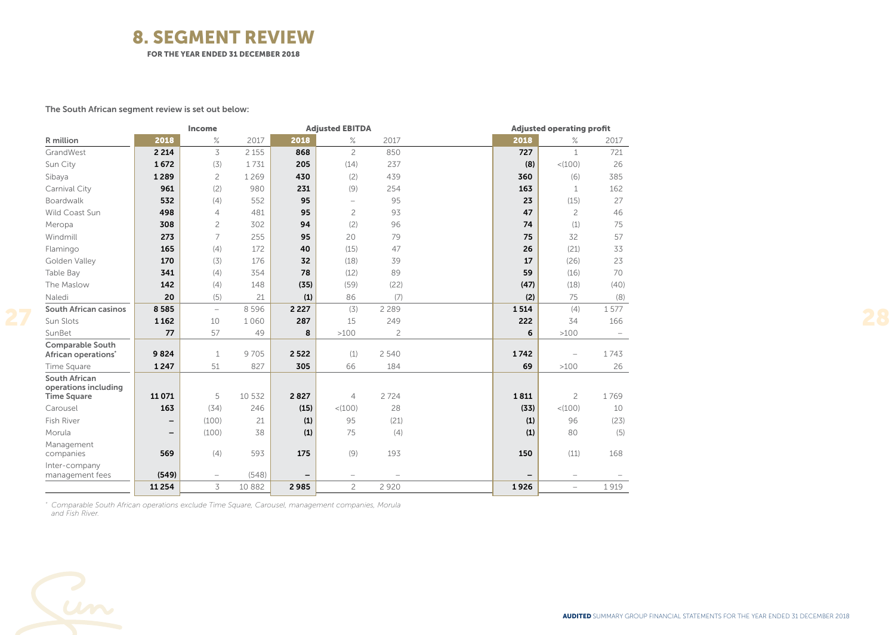# 8. SEGMENT REVIEW

**FOR THE YEAR ENDED 31 DECEMBER 2018**

The South African segment review is set out below:

| | Income | | | Adjusted EBITDA | | | Adjusted operating profit | | |
|---|---|---|---|---|---|---|---|---|---|
| R million | **2018** | % | 2017 | **2018** | % | 2017 | **2018** | % | 2017 |
| GrandWest | **2 214** | 3 | 2 155 | **868** | 2 | 850 | **727** | 1 | 721 |
| Sun City | **1 672** | (3) | 1 731 | **205** | (14) | 237 | **(8)** | <(100) | 26 |
| Sibaya | **1 289** | 2 | 1 269 | **430** | (2) | 439 | **360** | (6) | 385 |
| Carnival City | **961** | (2) | 980 | **231** | (9) | 254 | **163** | 1 | 162 |
| Boardwalk | **532** | (4) | 552 | **95** | – | 95 | **23** | (15) | 27 |
| Wild Coast Sun | **498** | 4 | 481 | **95** | 2 | 93 | **47** | 2 | 46 |
| Meropa | **308** | 2 | 302 | **94** | (2) | 96 | **74** | (1) | 75 |
| Windmill | **273** | 7 | 255 | **95** | 20 | 79 | **75** | 32 | 57 |
| Flamingo | **165** | (4) | 172 | **40** | (15) | 47 | **26** | (21) | 33 |
| Golden Valley | **170** | (3) | 176 | **32** | (18) | 39 | **17** | (26) | 23 |
| Table Bay | **341** | (4) | 354 | **78** | (12) | 89 | **59** | (16) | 70 |
| The Maslow | **142** | (4) | 148 | **(35)** | (59) | (22) | **(47)** | (18) | (40) |
| Naledi | **20** | (5) | 21 | **(1)** | 86 | (7) | **(2)** | 75 | (8) |
| **South African casinos** | **8 585** | – | 8 596 | **2 227** | (3) | 2 289 | **1 514** | (4) | 1 577 |
| Sun Slots | **1 162** | 10 | 1 060 | **287** | 15 | 249 | **222** | 34 | 166 |
| SunBet | **77** | 57 | 49 | **8** | >100 | 2 | **6** | >100 | – |
| **Comparable South African operations*** | **9 824** | 1 | 9 705 | **2 522** | (1) | 2 540 | **1 742** | – | 1 743 |
| Time Square | **1 247** | 51 | 827 | **305** | 66 | 184 | **69** | >100 | 26 |
| **South African operations including Time Square** | **11 071** | 5 | 10 532 | **2 827** | 4 | 2 724 | **1 811** | 2 | 1 769 |
| Carousel | **163** | (34) | 246 | **(15)** | <(100) | 28 | **(33)** | <(100) | 10 |
| Fish River | **–** | (100) | 21 | **(1)** | 95 | (21) | **(1)** | 96 | (23) |
| Morula | **–** | (100) | 38 | **(1)** | 75 | (4) | **(1)** | 80 | (5) |
| Management companies | **569** | (4) | 593 | **175** | (9) | 193 | **150** | (11) | 168 |
| Inter-company management fees | **(549)** | – | (548) | **–** | – | – | **–** | – | – |
| | **11 254** | 3 | 10 882 | **2 985** | 2 | 2 920 | **1 926** | – | 1 919 |

*\* Comparable South African operations exclude Time Square, Carousel, management companies, Morula and Fish River.*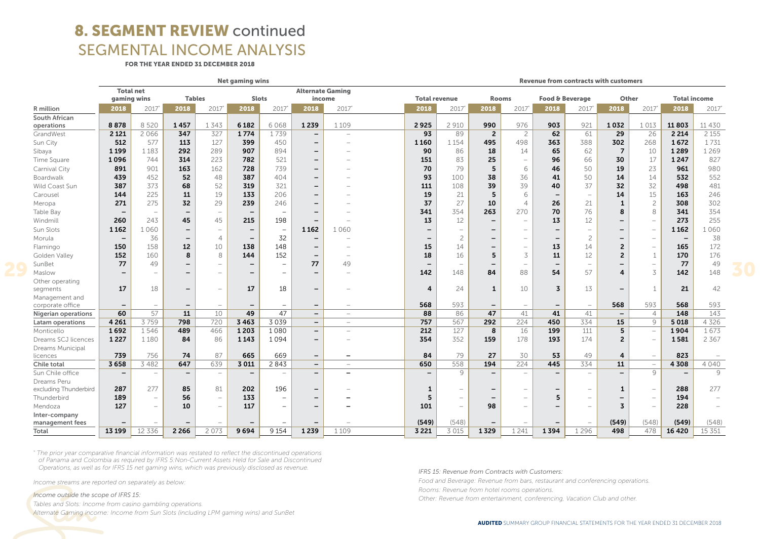# 8. SEGMENT REVIEW continued

## SEGMENTAL INCOME ANALYSIS

**FOR THE YEAR ENDED 31 DECEMBER 2018**

| | Net gaming wins | | | | | | | | Revenue from contracts with customers | | | | | | | | | |
|---|---|---|---|---|---|---|---|---|---|---|---|---|---|---|---|---|---|---|
| | Total net gaming wins | | Tables | | Slots | | Alternate Gaming income | | Total revenue | | Rooms | | Food & Beverage | | Other | | Total income | |
| R million | 2018 | 2017* | 2018 | 2017* | 2018 | 2017* | 2018 | 2017* | 2018 | 2017* | 2018 | 2017* | 2018 | 2017* | 2018 | 2017* | 2018 | 2017* |
| **South African operations** | **8 878** | 8 520 | **1 457** | 1 343 | **6 182** | 6 068 | **1 239** | 1 109 | **2 925** | 2 910 | **990** | 976 | **903** | 921 | **1 032** | 1 013 | **11 803** | 11 430 |
| GrandWest | **2 121** | 2 066 | **347** | 327 | **1 774** | 1 739 | **–** | – | **93** | 89 | **2** | 2 | **62** | 61 | **29** | 26 | **2 214** | 2 155 |
| Sun City | **512** | 577 | **113** | 127 | **399** | 450 | **–** | – | **1 160** | 1 154 | **495** | 498 | **363** | 388 | **302** | 268 | **1 672** | 1 731 |
| Sibaya | **1 199** | 1 183 | **292** | 289 | **907** | 894 | **–** | – | **90** | 86 | **18** | 14 | **65** | 62 | **7** | 10 | **1 289** | 1 269 |
| Time Square | **1 096** | 744 | **314** | 223 | **782** | 521 | **–** | – | **151** | 83 | **25** | – | **96** | 66 | **30** | 17 | **1 247** | 827 |
| Carnival City | **891** | 901 | **163** | 162 | **728** | 739 | **–** | – | **70** | 79 | **5** | 6 | **46** | 50 | **19** | 23 | **961** | 980 |
| Boardwalk | **439** | 452 | **52** | 48 | **387** | 404 | **–** | – | **93** | 100 | **38** | 36 | **41** | 50 | **14** | 14 | **532** | 552 |
| Wild Coast Sun | **387** | 373 | **68** | 52 | **319** | 321 | **–** | – | **111** | 108 | **39** | 39 | **40** | 37 | **32** | 32 | **498** | 481 |
| Carousel | **144** | 225 | **11** | 19 | **133** | 206 | **–** | – | **19** | 21 | **5** | 6 | **–** | – | **14** | 15 | **163** | 246 |
| Meropa | **271** | 275 | **32** | 29 | **239** | 246 | **–** | – | **37** | 27 | **10** | 4 | **26** | 21 | **1** | 2 | **308** | 302 |
| Table Bay | **–** | – | **–** | – | **–** | – | **–** | – | **341** | 354 | **263** | 270 | **70** | 76 | **8** | 8 | **341** | 354 |
| Windmill | **260** | 243 | **45** | 45 | **215** | 198 | **–** | – | **13** | 12 | **–** | – | **13** | 12 | **–** | – | **273** | 255 |
| Sun Slots | **1 162** | 1 060 | **–** | – | **–** | – | **1 162** | 1 060 | **–** | – | **–** | – | **–** | – | **–** | – | **1 162** | 1 060 |
| Morula | **–** | 36 | **–** | 4 | **–** | 32 | **–** | – | **–** | 2 | **–** | – | **–** | 2 | **–** | – | **–** | 38 |
| Flamingo | **150** | 158 | **12** | 10 | **138** | 148 | **–** | – | **15** | 14 | **–** | – | **13** | 14 | **2** | – | **165** | 172 |
| Golden Valley | **152** | 160 | **8** | 8 | **144** | 152 | **–** | – | **18** | 16 | **5** | 3 | **11** | 12 | **2** | 1 | **170** | 176 |
| SunBet | **77** | 49 | **–** | – | **–** | – | **77** | 49 | **–** | – | **–** | – | **–** | – | **–** | – | **77** | 49 |
| Maslow | **–** | – | **–** | – | **–** | – | **–** | – | **142** | 148 | **84** | 88 | **54** | 57 | **4** | 3 | **142** | 148 |
| Other operating segments | **17** | 18 | **–** | – | **17** | 18 | **–** | – | **4** | 24 | **1** | 10 | **3** | 13 | **–** | 1 | **21** | 42 |
| Management and corporate office | **–** | – | **–** | – | **–** | – | **–** | – | **568** | 593 | **–** | – | **–** | – | **568** | 593 | **568** | 593 |
| **Nigerian operations** | **60** | 57 | **11** | 10 | **49** | 47 | **–** | – | **88** | 86 | **47** | 41 | **41** | 41 | **–** | 4 | **148** | 143 |
| **Latam operations** | **4 261** | 3 759 | **798** | 720 | **3 463** | 3 039 | **–** | – | **757** | 567 | **292** | 224 | **450** | 334 | **15** | 9 | **5 018** | 4 326 |
| Monticello | **1 692** | 1 546 | **489** | 466 | **1 203** | 1 080 | **–** | – | **212** | 127 | **8** | 16 | **199** | 111 | **5** | – | **1 904** | 1 673 |
| Dreams SCJ licences | **1 227** | 1 180 | **84** | 86 | **1 143** | 1 094 | **–** | – | **354** | 352 | **159** | 178 | **193** | 174 | **2** | – | **1 581** | 2 367 |
| Dreams Municipal licences | **739** | 756 | **74** | 87 | **665** | 669 | **–** | – | **84** | 79 | **27** | 30 | **53** | 49 | **4** | – | **823** | – |
| **Chile total** | **3 658** | 3 482 | **647** | 639 | **3 011** | 2 843 | **–** | – | **650** | 558 | **194** | 224 | **445** | 334 | **11** | – | **4 308** | 4 040 |
| Sun Chile office | **–** | – | **–** | – | **–** | – | **–** | – | **–** | 9 | **–** | – | **–** | – | **–** | 9 | **–** | 9 |
| Dreams Peru excluding Thunderbird | **287** | 277 | **85** | 81 | **202** | 196 | **–** | – | **1** | – | **–** | – | **–** | – | **1** | – | **288** | 277 |
| Thunderbird | **189** | – | **56** | – | **133** | – | **–** | – | **5** | – | **–** | – | **5** | – | **–** | – | **194** | – |
| Mendoza | **127** | – | **10** | – | **117** | – | **–** | – | **101** | – | **98** | – | **–** | – | **3** | – | **228** | – |
| **Inter-company management fees** | **–** | – | **–** | – | **–** | – | **–** | – | **(549)** | (548) | **–** | – | **–** | – | **(549)** | (548) | **(549)** | (548) |
| **Total** | **13 199** | 12 336 | **2 266** | 2 073 | **9 694** | 9 154 | **1 239** | 1 109 | **3 221** | 3 015 | **1 329** | 1 241 | **1 394** | 1 296 | **498** | 478 | **16 420** | 15 351 |

*\* The prior year comparative financial information was restated to reflect the discontinued operations of Panama and Colombia as required by IFRS 5:Non-Current Assets Held for Sale and Discontinued Operations, as well as for IFRS 15 net gaming wins, which was previously disclosed as revenue.*

*Income streams are reported on separately as below:*

*Income outside the scope of IFRS 15:*

*Tables and Slots: Income from casino gambling operations.*

*Alternate Gaming income: Income from Sun Slots (including LPM gaming wins) and SunBet*

*IFRS 15: Revenue from Contracts with Customers:*

*Food and Beverage: Revenue from bars, restaurant and conferencing operations.*

*Rooms: Revenue from hotel rooms operations.*

*Other: Revenue from entertainment, conferencing, Vacation Club and other.*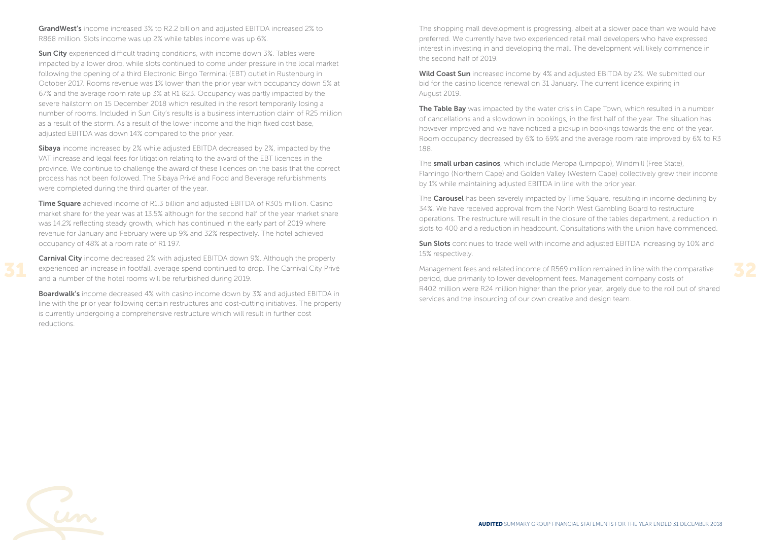**GrandWest's** income increased 3% to R2.2 billion and adjusted EBITDA increased 2% to R868 million. Slots income was up 2% while tables income was up 6%.

**Sun City** experienced difficult trading conditions, with income down 3%. Tables were impacted by a lower drop, while slots continued to come under pressure in the local market following the opening of a third Electronic Bingo Terminal (EBT) outlet in Rustenburg in October 2017. Rooms revenue was 1% lower than the prior year with occupancy down 5% at 67% and the average room rate up 3% at R1 823. Occupancy was partly impacted by the severe hailstorm on 15 December 2018 which resulted in the resort temporarily losing a number of rooms. Included in Sun City's results is a business interruption claim of R25 million as a result of the storm. As a result of the lower income and the high fixed cost base, adjusted EBITDA was down 14% compared to the prior year.

**Sibaya** income increased by 2% while adjusted EBITDA decreased by 2%, impacted by the VAT increase and legal fees for litigation relating to the award of the EBT licences in the province. We continue to challenge the award of these licences on the basis that the correct process has not been followed. The Sibaya Privé and Food and Beverage refurbishments were completed during the third quarter of the year.

**Time Square** achieved income of R1.3 billion and adjusted EBITDA of R305 million. Casino market share for the year was at 13.5% although for the second half of the year market share was 14.2% reflecting steady growth, which has continued in the early part of 2019 where revenue for January and February were up 9% and 32% respectively. The hotel achieved occupancy of 48% at a room rate of R1 197.

**Carnival City** income decreased 2% with adjusted EBITDA down 9%. Although the property experienced an increase in footfall, average spend continued to drop. The Carnival City Privé and a number of the hotel rooms will be refurbished during 2019.

**Boardwalk's** income decreased 4% with casino income down by 3% and adjusted EBITDA in line with the prior year following certain restructures and cost-cutting initiatives. The property is currently undergoing a comprehensive restructure which will result in further cost reductions.

The shopping mall development is progressing, albeit at a slower pace than we would have preferred. We currently have two experienced retail mall developers who have expressed interest in investing in and developing the mall. The development will likely commence in the second half of 2019.

**Wild Coast Sun** increased income by 4% and adjusted EBITDA by 2%. We submitted our bid for the casino licence renewal on 31 January. The current licence expiring in August 2019.

**The Table Bay** was impacted by the water crisis in Cape Town, which resulted in a number of cancellations and a slowdown in bookings, in the first half of the year. The situation has however improved and we have noticed a pickup in bookings towards the end of the year. Room occupancy decreased by 6% to 69% and the average room rate improved by 6% to R3 188.

The **small urban casinos**, which include Meropa (Limpopo), Windmill (Free State), Flamingo (Northern Cape) and Golden Valley (Western Cape) collectively grew their income by 1% while maintaining adjusted EBITDA in line with the prior year.

The **Carousel** has been severely impacted by Time Square, resulting in income declining by 34%. We have received approval from the North West Gambling Board to restructure operations. The restructure will result in the closure of the tables department, a reduction in slots to 400 and a reduction in headcount. Consultations with the union have commenced.

**Sun Slots** continues to trade well with income and adjusted EBITDA increasing by 10% and 15% respectively.

Management fees and related income of R569 million remained in line with the comparative period, due primarily to lower development fees. Management company costs of R402 million were R24 million higher than the prior year, largely due to the roll out of shared services and the insourcing of our own creative and design team.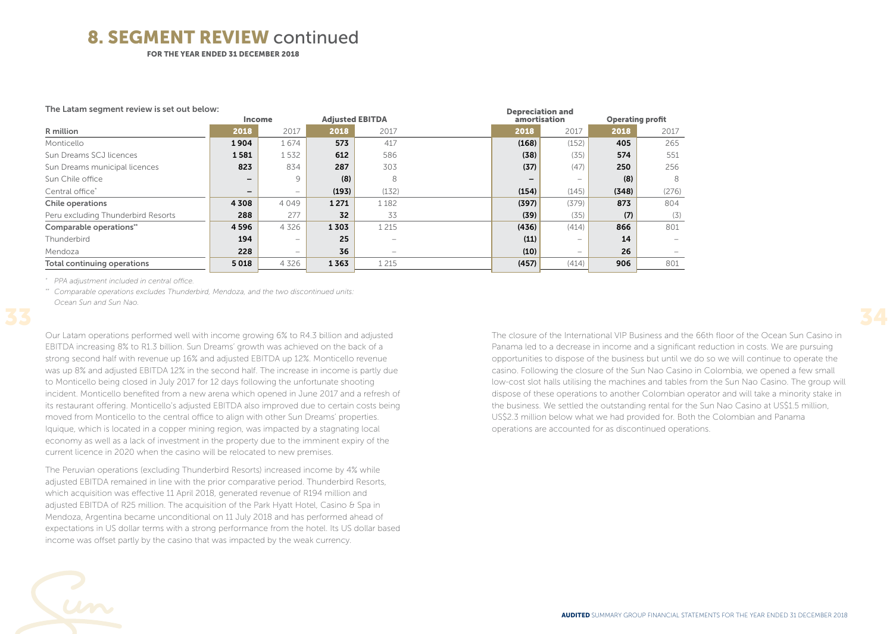# 8. SEGMENT REVIEW continued

**FOR THE YEAR ENDED 31 DECEMBER 2018**

The Latam segment review is set out below:

| R million | Income | | Adjusted EBITDA | | Depreciation and amortisation | | Operating profit | |
|---|---|---|---|---|---|---|---|---|
| | **2018** | 2017 | **2018** | 2017 | **2018** | 2017 | **2018** | 2017 |
| Monticello | **1 904** | 1 674 | **573** | 417 | **(168)** | (152) | **405** | 265 |
| Sun Dreams SCJ licences | **1 581** | 1 532 | **612** | 586 | **(38)** | (35) | **574** | 551 |
| Sun Dreams municipal licences | **823** | 834 | **287** | 303 | **(37)** | (47) | **250** | 256 |
| Sun Chile office | **–** | 9 | **(8)** | 8 | **–** | – | **(8)** | 8 |
| Central office* | **–** | – | **(193)** | (132) | **(154)** | (145) | **(348)** | (276) |
| **Chile operations** | **4 308** | 4 049 | **1 271** | 1 182 | **(397)** | (379) | **873** | 804 |
| Peru excluding Thunderbird Resorts | **288** | 277 | **32** | 33 | **(39)** | (35) | **(7)** | (3) |
| **Comparable operations**** | **4 596** | 4 326 | **1 303** | 1 215 | **(436)** | (414) | **866** | 801 |
| Thunderbird | **194** | – | **25** | – | **(11)** | – | **14** | – |
| Mendoza | **228** | – | **36** | – | **(10)** | – | **26** | – |
| **Total continuing operations** | **5 018** | 4 326 | **1 363** | 1 215 | **(457)** | (414) | **906** | 801 |

\* *PPA adjustment included in central office.*

\*\* *Comparable operations excludes Thunderbird, Mendoza, and the two discontinued units: Ocean Sun and Sun Nao.*

Our Latam operations performed well with income growing 6% to R4.3 billion and adjusted EBITDA increasing 8% to R1.3 billion. Sun Dreams' growth was achieved on the back of a strong second half with revenue up 16% and adjusted EBITDA up 12%. Monticello revenue was up 8% and adjusted EBITDA 12% in the second half. The increase in income is partly due to Monticello being closed in July 2017 for 12 days following the unfortunate shooting incident. Monticello benefited from a new arena which opened in June 2017 and a refresh of its restaurant offering. Monticello's adjusted EBITDA also improved due to certain costs being moved from Monticello to the central office to align with other Sun Dreams' properties. Iquique, which is located in a copper mining region, was impacted by a stagnating local economy as well as a lack of investment in the property due to the imminent expiry of the current licence in 2020 when the casino will be relocated to new premises.

The Peruvian operations (excluding Thunderbird Resorts) increased income by 4% while adjusted EBITDA remained in line with the prior comparative period. Thunderbird Resorts, which acquisition was effective 11 April 2018, generated revenue of R194 million and adjusted EBITDA of R25 million. The acquisition of the Park Hyatt Hotel, Casino & Spa in Mendoza, Argentina became unconditional on 11 July 2018 and has performed ahead of expectations in US dollar terms with a strong performance from the hotel. Its US dollar based income was offset partly by the casino that was impacted by the weak currency.

The closure of the International VIP Business and the 66th floor of the Ocean Sun Casino in Panama led to a decrease in income and a significant reduction in costs. We are pursuing opportunities to dispose of the business but until we do so we will continue to operate the casino. Following the closure of the Sun Nao Casino in Colombia, we opened a few small low-cost slot halls utilising the machines and tables from the Sun Nao Casino. The group will dispose of these operations to another Colombian operator and will take a minority stake in the business. We settled the outstanding rental for the Sun Nao Casino at US$1.5 million, US$2.3 million below what we had provided for. Both the Colombian and Panama operations are accounted for as discontinued operations.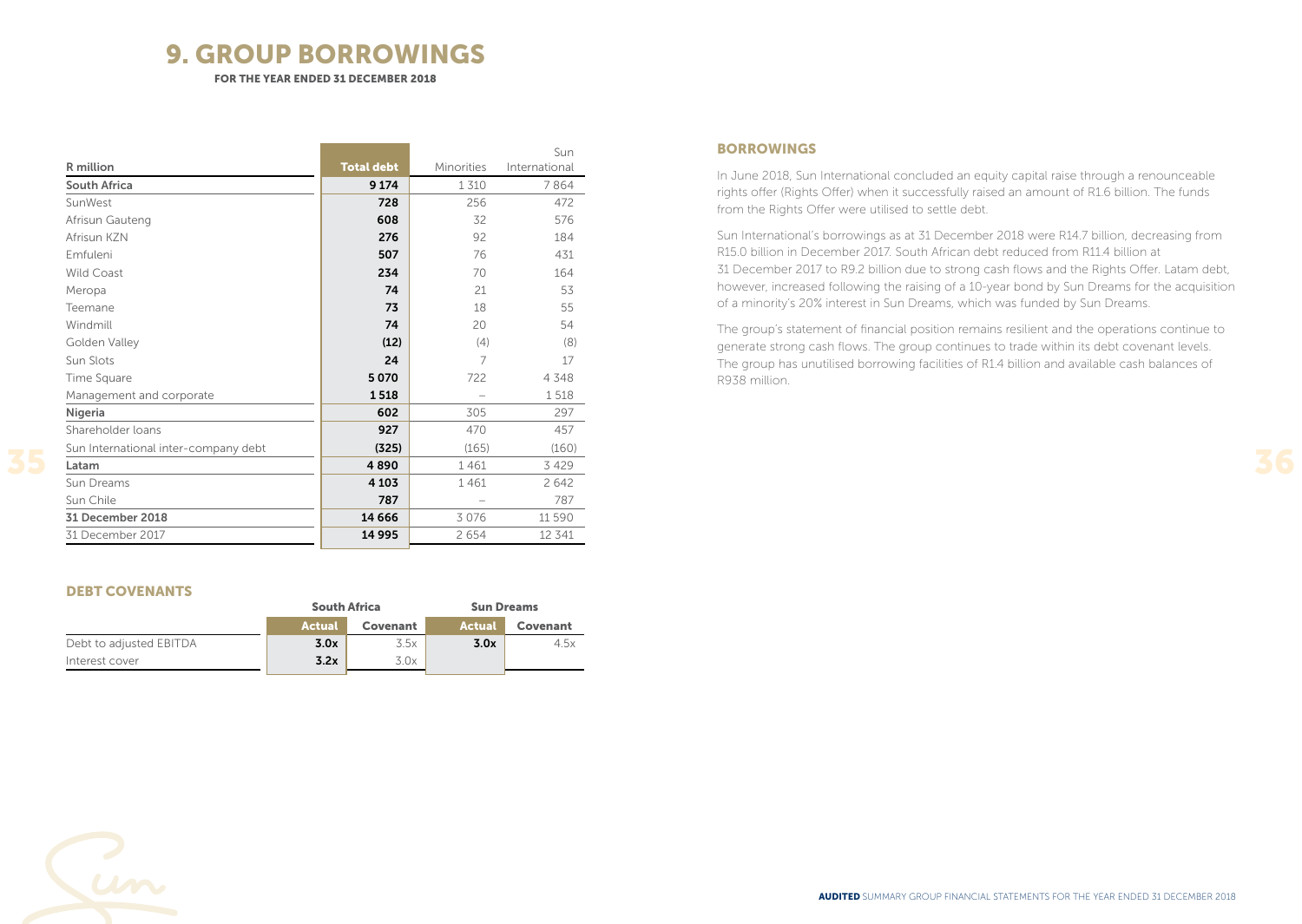# 9. GROUP BORROWINGS

**FOR THE YEAR ENDED 31 DECEMBER 2018**

| R million | Total debt | Minorities | Sun International |
|---|---|---|---|
| **South Africa** | **9 174** | 1 310 | 7 864 |
| SunWest | **728** | 256 | 472 |
| Afrisun Gauteng | **608** | 32 | 576 |
| Afrisun KZN | **276** | 92 | 184 |
| Emfuleni | **507** | 76 | 431 |
| Wild Coast | **234** | 70 | 164 |
| Meropa | **74** | 21 | 53 |
| Teemane | **73** | 18 | 55 |
| Windmill | **74** | 20 | 54 |
| Golden Valley | **(12)** | (4) | (8) |
| Sun Slots | **24** | 7 | 17 |
| Time Square | **5 070** | 722 | 4 348 |
| Management and corporate | **1 518** | – | 1 518 |
| **Nigeria** | **602** | 305 | 297 |
| Shareholder loans | **927** | 470 | 457 |
| Sun International inter-company debt | **(325)** | (165) | (160) |
| **Latam** | **4 890** | 1 461 | 3 429 |
| Sun Dreams | **4 103** | 1 461 | 2 642 |
| Sun Chile | **787** | – | 787 |
| **31 December 2018** | **14 666** | 3 076 | 11 590 |
| 31 December 2017 | **14 995** | 2 654 | 12 341 |

## DEBT COVENANTS

| | South Africa | | Sun Dreams | |
|---|---|---|---|---|
| | **Actual** | **Covenant** | **Actual** | **Covenant** |
| Debt to adjusted EBITDA | **3.0x** | 3.5x | **3.0x** | 4.5x |
| Interest cover | **3.2x** | 3.0x | | |

## BORROWINGS

In June 2018, Sun International concluded an equity capital raise through a renounceable rights offer (Rights Offer) when it successfully raised an amount of R1.6 billion. The funds from the Rights Offer were utilised to settle debt.

Sun International's borrowings as at 31 December 2018 were R14.7 billion, decreasing from R15.0 billion in December 2017. South African debt reduced from R11.4 billion at 31 December 2017 to R9.2 billion due to strong cash flows and the Rights Offer. Latam debt, however, increased following the raising of a 10-year bond by Sun Dreams for the acquisition of a minority's 20% interest in Sun Dreams, which was funded by Sun Dreams.

The group's statement of financial position remains resilient and the operations continue to generate strong cash flows. The group continues to trade within its debt covenant levels. The group has unutilised borrowing facilities of R1.4 billion and available cash balances of R938 million.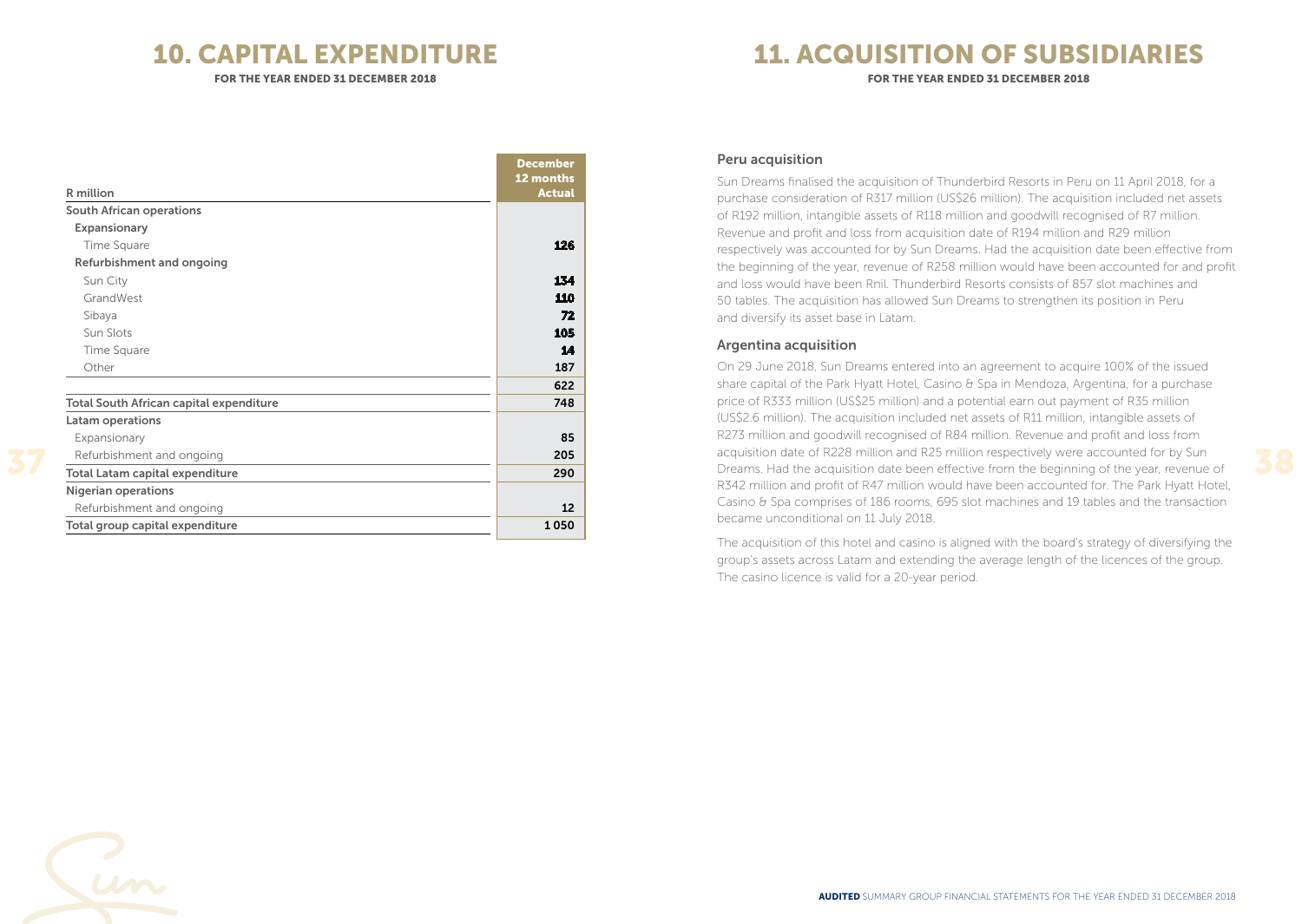# 10. CAPITAL EXPENDITURE

FOR THE YEAR ENDED 31 DECEMBER 2018

| R million | December 12 months Actual |
|---|---|
| **South African operations** | |
| **Expansionary** | |
| Time Square | 126 |
| **Refurbishment and ongoing** | |
| Sun City | 134 |
| GrandWest | 110 |
| Sibaya | 72 |
| Sun Slots | 105 |
| Time Square | 14 |
| Other | 187 |
| | 622 |
| **Total South African capital expenditure** | 748 |
| **Latam operations** | |
| Expansionary | 85 |
| Refurbishment and ongoing | 205 |
| **Total Latam capital expenditure** | 290 |
| **Nigerian operations** | |
| Refurbishment and ongoing | 12 |
| **Total group capital expenditure** | 1 050 |

# 11. ACQUISITION OF SUBSIDIARIES

FOR THE YEAR ENDED 31 DECEMBER 2018

### Peru acquisition

Sun Dreams finalised the acquisition of Thunderbird Resorts in Peru on 11 April 2018, for a purchase consideration of R317 million (US$26 million). The acquisition included net assets of R192 million, intangible assets of R118 million and goodwill recognised of R7 million. Revenue and profit and loss from acquisition date of R194 million and R29 million respectively was accounted for by Sun Dreams. Had the acquisition date been effective from the beginning of the year, revenue of R258 million would have been accounted for and profit and loss would have been Rnil. Thunderbird Resorts consists of 857 slot machines and 50 tables. The acquisition has allowed Sun Dreams to strengthen its position in Peru and diversify its asset base in Latam.

### Argentina acquisition

On 29 June 2018, Sun Dreams entered into an agreement to acquire 100% of the issued share capital of the Park Hyatt Hotel, Casino & Spa in Mendoza, Argentina, for a purchase price of R333 million (US$25 million) and a potential earn out payment of R35 million (US$2.6 million). The acquisition included net assets of R11 million, intangible assets of R273 million and goodwill recognised of R84 million. Revenue and profit and loss from acquisition date of R228 million and R25 million respectively were accounted for by Sun Dreams. Had the acquisition date been effective from the beginning of the year, revenue of R342 million and profit of R47 million would have been accounted for. The Park Hyatt Hotel, Casino & Spa comprises of 186 rooms, 695 slot machines and 19 tables and the transaction became unconditional on 11 July 2018.

The acquisition of this hotel and casino is aligned with the board's strategy of diversifying the group's assets across Latam and extending the average length of the licences of the group. The casino licence is valid for a 20-year period.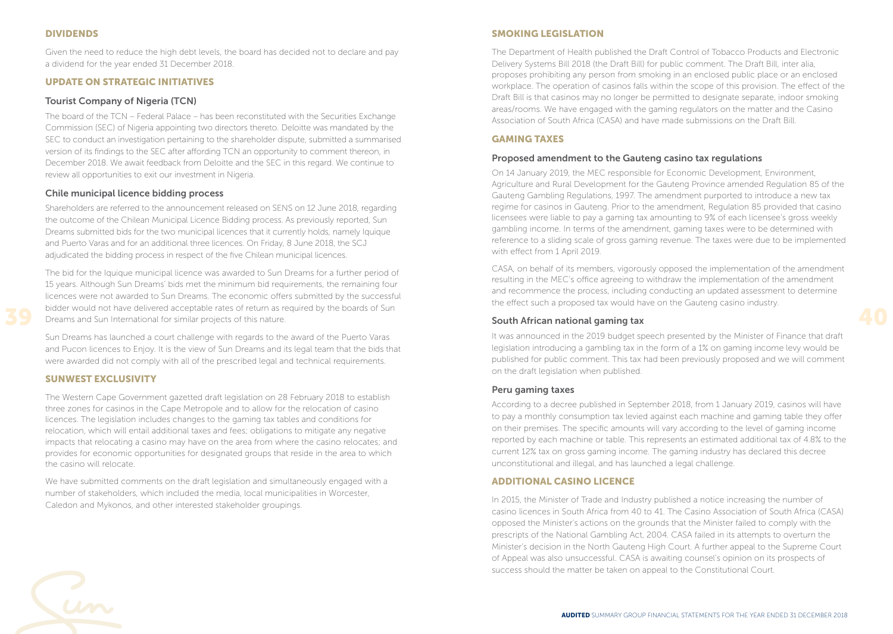## DIVIDENDS

Given the need to reduce the high debt levels, the board has decided not to declare and pay a dividend for the year ended 31 December 2018.

## UPDATE ON STRATEGIC INITIATIVES

### Tourist Company of Nigeria (TCN)

The board of the TCN – Federal Palace – has been reconstituted with the Securities Exchange Commission (SEC) of Nigeria appointing two directors thereto. Deloitte was mandated by the SEC to conduct an investigation pertaining to the shareholder dispute, submitted a summarised version of its findings to the SEC after affording TCN an opportunity to comment thereon, in December 2018. We await feedback from Deloitte and the SEC in this regard. We continue to review all opportunities to exit our investment in Nigeria.

### Chile municipal licence bidding process

Shareholders are referred to the announcement released on SENS on 12 June 2018, regarding the outcome of the Chilean Municipal Licence Bidding process. As previously reported, Sun Dreams submitted bids for the two municipal licences that it currently holds, namely Iquique and Puerto Varas and for an additional three licences. On Friday, 8 June 2018, the SCJ adjudicated the bidding process in respect of the five Chilean municipal licences.

The bid for the Iquique municipal licence was awarded to Sun Dreams for a further period of 15 years. Although Sun Dreams' bids met the minimum bid requirements, the remaining four licences were not awarded to Sun Dreams. The economic offers submitted by the successful bidder would not have delivered acceptable rates of return as required by the boards of Sun Dreams and Sun International for similar projects of this nature.

Sun Dreams has launched a court challenge with regards to the award of the Puerto Varas and Pucon licences to Enjoy. It is the view of Sun Dreams and its legal team that the bids that were awarded did not comply with all of the prescribed legal and technical requirements.

## SUNWEST EXCLUSIVITY

The Western Cape Government gazetted draft legislation on 28 February 2018 to establish three zones for casinos in the Cape Metropole and to allow for the relocation of casino licences. The legislation includes changes to the gaming tax tables and conditions for relocation, which will entail additional taxes and fees; obligations to mitigate any negative impacts that relocating a casino may have on the area from where the casino relocates; and provides for economic opportunities for designated groups that reside in the area to which the casino will relocate.

We have submitted comments on the draft legislation and simultaneously engaged with a number of stakeholders, which included the media, local municipalities in Worcester, Caledon and Mykonos, and other interested stakeholder groupings.

## SMOKING LEGISLATION

The Department of Health published the Draft Control of Tobacco Products and Electronic Delivery Systems Bill 2018 (the Draft Bill) for public comment. The Draft Bill, inter alia, proposes prohibiting any person from smoking in an enclosed public place or an enclosed workplace. The operation of casinos falls within the scope of this provision. The effect of the Draft Bill is that casinos may no longer be permitted to designate separate, indoor smoking areas/rooms. We have engaged with the gaming regulators on the matter and the Casino Association of South Africa (CASA) and have made submissions on the Draft Bill.

## GAMING TAXES

### Proposed amendment to the Gauteng casino tax regulations

On 14 January 2019, the MEC responsible for Economic Development, Environment, Agriculture and Rural Development for the Gauteng Province amended Regulation 85 of the Gauteng Gambling Regulations, 1997. The amendment purported to introduce a new tax regime for casinos in Gauteng. Prior to the amendment, Regulation 85 provided that casino licensees were liable to pay a gaming tax amounting to 9% of each licensee's gross weekly gambling income. In terms of the amendment, gaming taxes were to be determined with reference to a sliding scale of gross gaming revenue. The taxes were due to be implemented with effect from 1 April 2019.

CASA, on behalf of its members, vigorously opposed the implementation of the amendment resulting in the MEC's office agreeing to withdraw the implementation of the amendment and recommence the process, including conducting an updated assessment to determine the effect such a proposed tax would have on the Gauteng casino industry.

### South African national gaming tax

It was announced in the 2019 budget speech presented by the Minister of Finance that draft legislation introducing a gambling tax in the form of a 1% on gaming income levy would be published for public comment. This tax had been previously proposed and we will comment on the draft legislation when published.

### Peru gaming taxes

According to a decree published in September 2018, from 1 January 2019, casinos will have to pay a monthly consumption tax levied against each machine and gaming table they offer on their premises. The specific amounts will vary according to the level of gaming income reported by each machine or table. This represents an estimated additional tax of 4.8% to the current 12% tax on gross gaming income. The gaming industry has declared this decree unconstitutional and illegal, and has launched a legal challenge.

## ADDITIONAL CASINO LICENCE

In 2015, the Minister of Trade and Industry published a notice increasing the number of casino licences in South Africa from 40 to 41. The Casino Association of South Africa (CASA) opposed the Minister's actions on the grounds that the Minister failed to comply with the prescripts of the National Gambling Act, 2004. CASA failed in its attempts to overturn the Minister's decision in the North Gauteng High Court. A further appeal to the Supreme Court of Appeal was also unsuccessful. CASA is awaiting counsel's opinion on its prospects of success should the matter be taken on appeal to the Constitutional Court.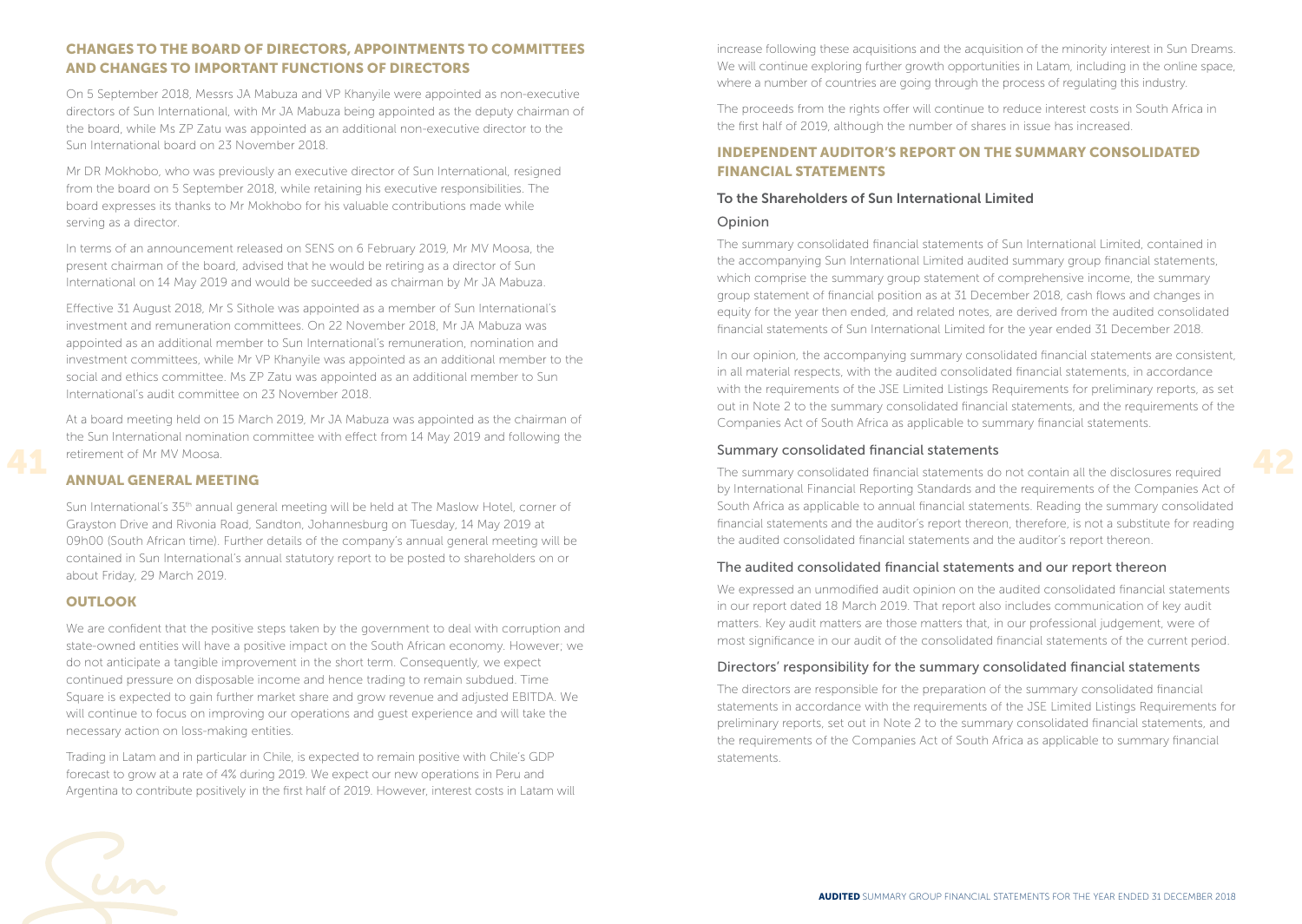## CHANGES TO THE BOARD OF DIRECTORS, APPOINTMENTS TO COMMITTEES AND CHANGES TO IMPORTANT FUNCTIONS OF DIRECTORS

On 5 September 2018, Messrs JA Mabuza and VP Khanyile were appointed as non-executive directors of Sun International, with Mr JA Mabuza being appointed as the deputy chairman of the board, while Ms ZP Zatu was appointed as an additional non-executive director to the Sun International board on 23 November 2018.

Mr DR Mokhobo, who was previously an executive director of Sun International, resigned from the board on 5 September 2018, while retaining his executive responsibilities. The board expresses its thanks to Mr Mokhobo for his valuable contributions made while serving as a director.

In terms of an announcement released on SENS on 6 February 2019, Mr MV Moosa, the present chairman of the board, advised that he would be retiring as a director of Sun International on 14 May 2019 and would be succeeded as chairman by Mr JA Mabuza.

Effective 31 August 2018, Mr S Sithole was appointed as a member of Sun International's investment and remuneration committees. On 22 November 2018, Mr JA Mabuza was appointed as an additional member to Sun International's remuneration, nomination and investment committees, while Mr VP Khanyile was appointed as an additional member to the social and ethics committee. Ms ZP Zatu was appointed as an additional member to Sun International's audit committee on 23 November 2018.

At a board meeting held on 15 March 2019, Mr JA Mabuza was appointed as the chairman of the Sun International nomination committee with effect from 14 May 2019 and following the retirement of Mr MV Moosa.

## ANNUAL GENERAL MEETING

Sun International's 35th annual general meeting will be held at The Maslow Hotel, corner of Grayston Drive and Rivonia Road, Sandton, Johannesburg on Tuesday, 14 May 2019 at 09h00 (South African time). Further details of the company's annual general meeting will be contained in Sun International's annual statutory report to be posted to shareholders on or about Friday, 29 March 2019.

## OUTLOOK

We are confident that the positive steps taken by the government to deal with corruption and state-owned entities will have a positive impact on the South African economy. However; we do not anticipate a tangible improvement in the short term. Consequently, we expect continued pressure on disposable income and hence trading to remain subdued. Time Square is expected to gain further market share and grow revenue and adjusted EBITDA. We will continue to focus on improving our operations and guest experience and will take the necessary action on loss-making entities.

Trading in Latam and in particular in Chile, is expected to remain positive with Chile's GDP forecast to grow at a rate of 4% during 2019. We expect our new operations in Peru and Argentina to contribute positively in the first half of 2019. However, interest costs in Latam will increase following these acquisitions and the acquisition of the minority interest in Sun Dreams. We will continue exploring further growth opportunities in Latam, including in the online space, where a number of countries are going through the process of regulating this industry.

The proceeds from the rights offer will continue to reduce interest costs in South Africa in the first half of 2019, although the number of shares in issue has increased.

## INDEPENDENT AUDITOR'S REPORT ON THE SUMMARY CONSOLIDATED FINANCIAL STATEMENTS

### To the Shareholders of Sun International Limited

### Opinion

The summary consolidated financial statements of Sun International Limited, contained in the accompanying Sun International Limited audited summary group financial statements, which comprise the summary group statement of comprehensive income, the summary group statement of financial position as at 31 December 2018, cash flows and changes in equity for the year then ended, and related notes, are derived from the audited consolidated financial statements of Sun International Limited for the year ended 31 December 2018.

In our opinion, the accompanying summary consolidated financial statements are consistent, in all material respects, with the audited consolidated financial statements, in accordance with the requirements of the JSE Limited Listings Requirements for preliminary reports, as set out in Note 2 to the summary consolidated financial statements, and the requirements of the Companies Act of South Africa as applicable to summary financial statements.

### Summary consolidated financial statements

The summary consolidated financial statements do not contain all the disclosures required by International Financial Reporting Standards and the requirements of the Companies Act of South Africa as applicable to annual financial statements. Reading the summary consolidated financial statements and the auditor's report thereon, therefore, is not a substitute for reading the audited consolidated financial statements and the auditor's report thereon.

### The audited consolidated financial statements and our report thereon

We expressed an unmodified audit opinion on the audited consolidated financial statements in our report dated 18 March 2019. That report also includes communication of key audit matters. Key audit matters are those matters that, in our professional judgement, were of most significance in our audit of the consolidated financial statements of the current period.

### Directors' responsibility for the summary consolidated financial statements

The directors are responsible for the preparation of the summary consolidated financial statements in accordance with the requirements of the JSE Limited Listings Requirements for preliminary reports, set out in Note 2 to the summary consolidated financial statements, and the requirements of the Companies Act of South Africa as applicable to summary financial statements.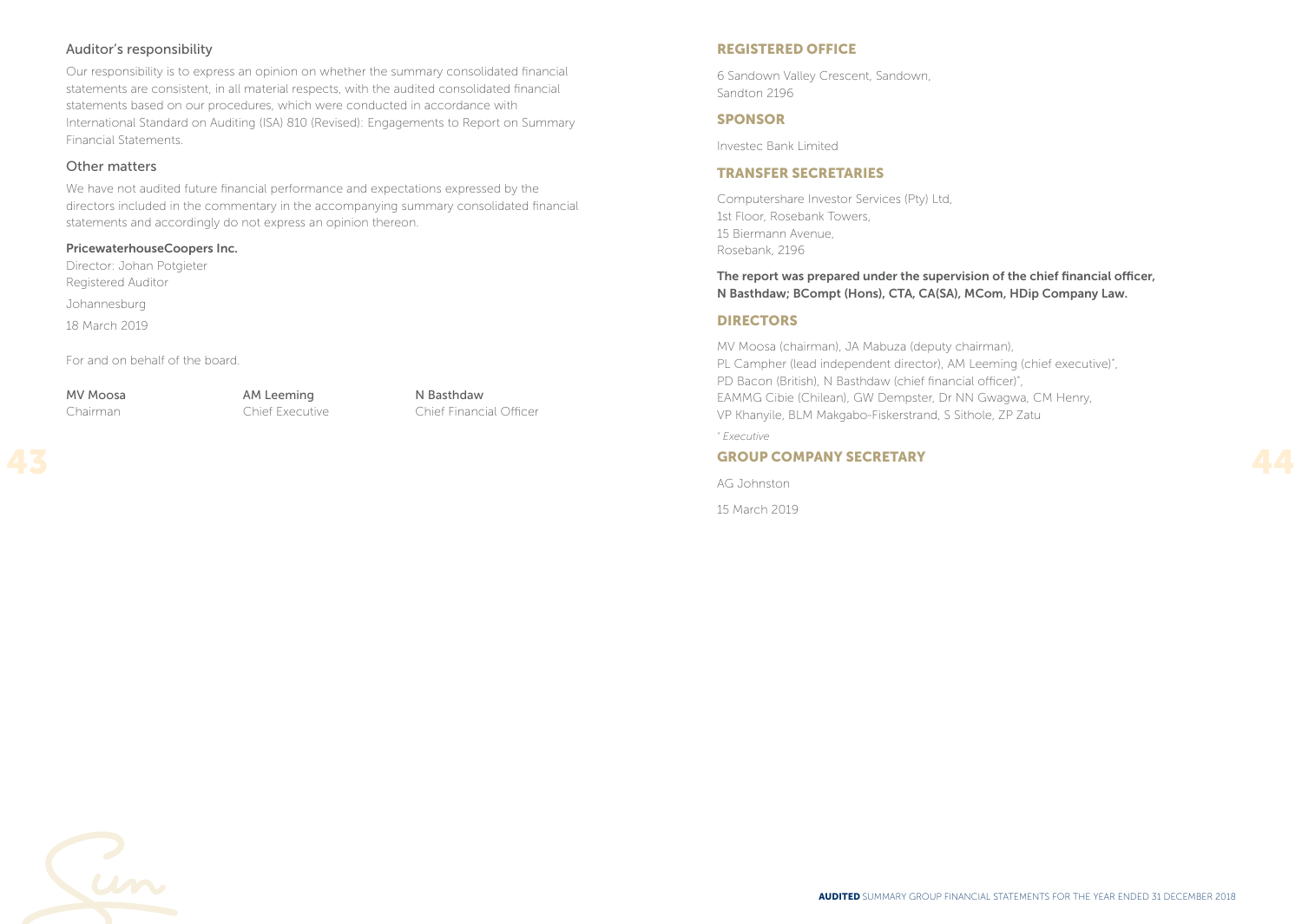### Auditor's responsibility

Our responsibility is to express an opinion on whether the summary consolidated financial statements are consistent, in all material respects, with the audited consolidated financial statements based on our procedures, which were conducted in accordance with International Standard on Auditing (ISA) 810 (Revised): Engagements to Report on Summary Financial Statements.

### Other matters

We have not audited future financial performance and expectations expressed by the directors included in the commentary in the accompanying summary consolidated financial statements and accordingly do not express an opinion thereon.

**PricewaterhouseCoopers Inc.**
Director: Johan Potgieter
Registered Auditor

Johannesburg

18 March 2019

For and on behalf of the board.

| MV Moosa | AM Leeming | N Basthdaw |
|---|---|---|
| Chairman | Chief Executive | Chief Financial Officer |

## REGISTERED OFFICE

6 Sandown Valley Crescent, Sandown,
Sandton 2196

## SPONSOR

Investec Bank Limited

## TRANSFER SECRETARIES

Computershare Investor Services (Pty) Ltd,
1st Floor, Rosebank Towers,
15 Biermann Avenue,
Rosebank, 2196

**The report was prepared under the supervision of the chief financial officer, N Basthdaw; BCompt (Hons), CTA, CA(SA), MCom, HDip Company Law.**

## DIRECTORS

MV Moosa (chairman), JA Mabuza (deputy chairman),
PL Campher (lead independent director), AM Leeming (chief executive)*,
PD Bacon (British), N Basthdaw (chief financial officer)*,
EAMMG Cibie (Chilean), GW Dempster, Dr NN Gwagwa, CM Henry,
VP Khanyile, BLM Makgabo-Fiskerstrand, S Sithole, ZP Zatu

\* *Executive*

## GROUP COMPANY SECRETARY

AG Johnston

15 March 2019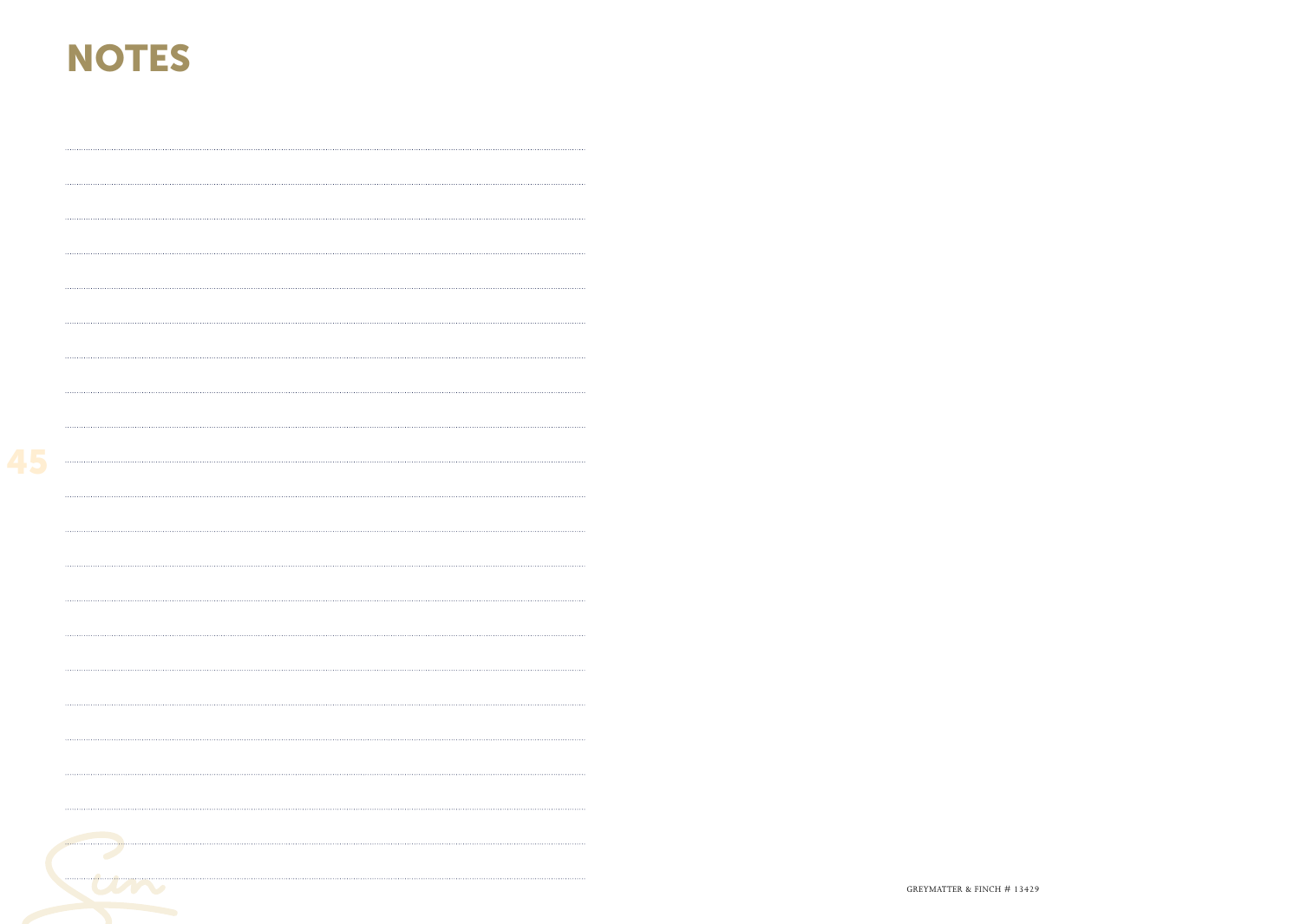# NOTES

GREYMATTER & FINCH # 13429